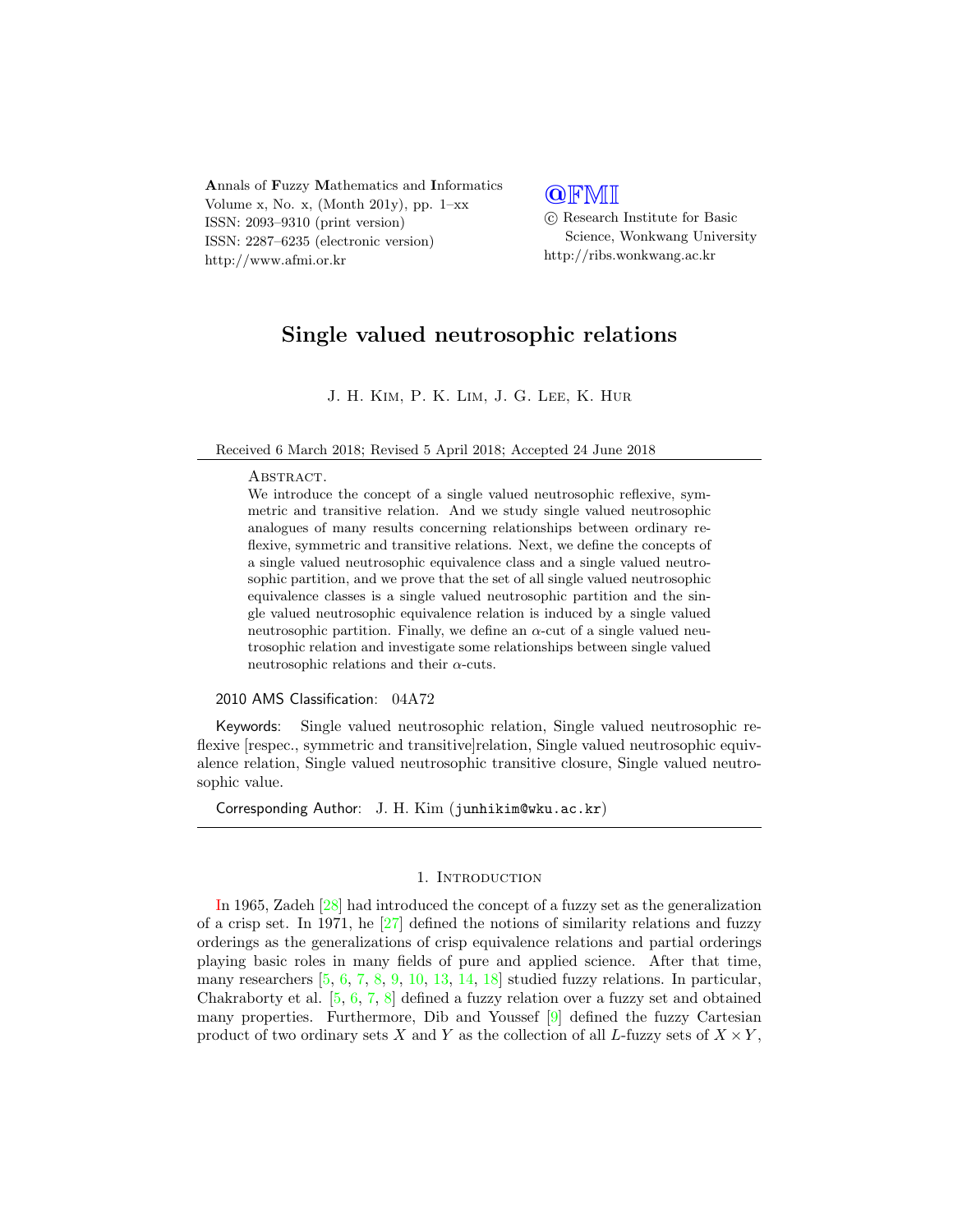Annals of Fuzzy Mathematics and Informatics
Volume x, No. x, (Month 201y), pp. 1–xx
ISSN: 2093–9310 (print version)
ISSN: 2287–6235 (electronic version)
http://www.afmi.or.kr

@FMI
© Research Institute for Basic Science, Wonkwang University
http://ribs.wonkwang.ac.kr

# Single valued neutrosophic relations

J. H. Kim, P. K. Lim, J. G. Lee, K. Hur

Received 6 March 2018; Revised 5 April 2018; Accepted 24 June 2018

Abstract.
We introduce the concept of a single valued neutrosophic reflexive, symmetric and transitive relation. And we study single valued neutrosophic analogues of many results concerning relationships between ordinary reflexive, symmetric and transitive relations. Next, we define the concepts of a single valued neutrosophic equivalence class and a single valued neutrosophic partition, and we prove that the set of all single valued neutrosophic equivalence classes is a single valued neutrosophic partition and the single valued neutrosophic equivalence relation is induced by a single valued neutrosophic partition. Finally, we define an $\alpha$-cut of a single valued neutrosophic relation and investigate some relationships between single valued neutrosophic relations and their $\alpha$-cuts.

2010 AMS Classification: 04A72

Keywords: Single valued neutrosophic relation, Single valued neutrosophic reflexive [respec., symmetric and transitive]relation, Single valued neutrosophic equivalence relation, Single valued neutrosophic transitive closure, Single valued neutrosophic value.

Corresponding Author: J. H. Kim (junhikim@wku.ac.kr)

## 1. Introduction

In 1965, Zadeh [28] had introduced the concept of a fuzzy set as the generalization of a crisp set. In 1971, he [27] defined the notions of similarity relations and fuzzy orderings as the generalizations of crisp equivalence relations and partial orderings playing basic roles in many fields of pure and applied science. After that time, many researchers [5, 6, 7, 8, 9, 10, 13, 14, 18] studied fuzzy relations. In particular, Chakraborty et al. [5, 6, 7, 8] defined a fuzzy relation over a fuzzy set and obtained many properties. Furthermore, Dib and Youssef [9] defined the fuzzy Cartesian product of two ordinary sets $X$ and $Y$ as the collection of all $L$-fuzzy sets of $X \times Y$,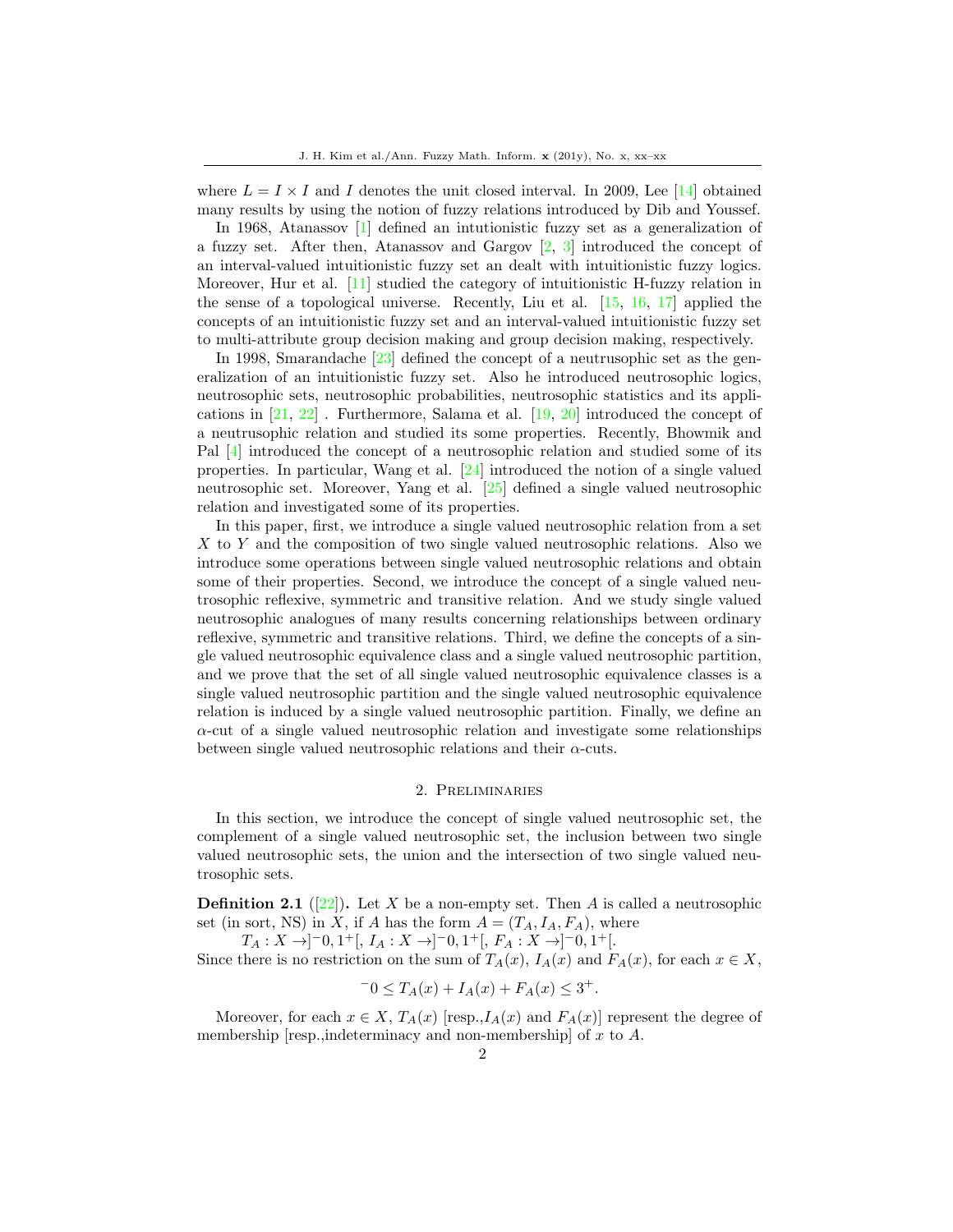where $L = I \times I$ and $I$ denotes the unit closed interval. In 2009, Lee [14] obtained many results by using the notion of fuzzy relations introduced by Dib and Youssef.

In 1968, Atanassov [1] defined an intutionistic fuzzy set as a generalization of a fuzzy set. After then, Atanassov and Gargov [2, 3] introduced the concept of an interval-valued intuitionistic fuzzy set an dealt with intuitionistic fuzzy logics. Moreover, Hur et al. [11] studied the category of intuitionistic H-fuzzy relation in the sense of a topological universe. Recently, Liu et al. [15, 16, 17] applied the concepts of an intuitionistic fuzzy set and an interval-valued intuitionistic fuzzy set to multi-attribute group decision making and group decision making, respectively.

In 1998, Smarandache [23] defined the concept of a neutrusophic set as the generalization of an intuitionistic fuzzy set. Also he introduced neutrosophic logics, neutrosophic sets, neutrosophic probabilities, neutrosophic statistics and its applications in [21, 22] . Furthermore, Salama et al. [19, 20] introduced the concept of a neutrusophic relation and studied its some properties. Recently, Bhowmik and Pal [4] introduced the concept of a neutrosophic relation and studied some of its properties. In particular, Wang et al. [24] introduced the notion of a single valued neutrosophic set. Moreover, Yang et al. [25] defined a single valued neutrosophic relation and investigated some of its properties.

In this paper, first, we introduce a single valued neutrosophic relation from a set $X$ to $Y$ and the composition of two single valued neutrosophic relations. Also we introduce some operations between single valued neutrosophic relations and obtain some of their properties. Second, we introduce the concept of a single valued neutrosophic reflexive, symmetric and transitive relation. And we study single valued neutrosophic analogues of many results concerning relationships between ordinary reflexive, symmetric and transitive relations. Third, we define the concepts of a single valued neutrosophic equivalence class and a single valued neutrosophic partition, and we prove that the set of all single valued neutrosophic equivalence classes is a single valued neutrosophic partition and the single valued neutrosophic equivalence relation is induced by a single valued neutrosophic partition. Finally, we define an $\alpha$-cut of a single valued neutrosophic relation and investigate some relationships between single valued neutrosophic relations and their $\alpha$-cuts.

## 2. Preliminaries

In this section, we introduce the concept of single valued neutrosophic set, the complement of a single valued neutrosophic set, the inclusion between two single valued neutrosophic sets, the union and the intersection of two single valued neutrosophic sets.

**Definition 2.1** ([22])**.** Let $X$ be a non-empty set. Then $A$ is called a neutrosophic set (in sort, NS) in $X$, if $A$ has the form $A = (T_A, I_A, F_A)$, where

$T_A : X \to ]^-0, 1^+[$, $I_A : X \to ]^-0, 1^+[$, $F_A : X \to ]^-0, 1^+[$.

Since there is no restriction on the sum of $T_A(x)$, $I_A(x)$ and $F_A(x)$, for each $x \in X$,

$$^-0 \leq T_A(x) + I_A(x) + F_A(x) \leq 3^+.$$

Moreover, for each $x \in X$, $T_A(x)$ [resp.,$I_A(x)$ and $F_A(x)$] represent the degree of membership [resp.,indeterminacy and non-membership] of $x$ to $A$.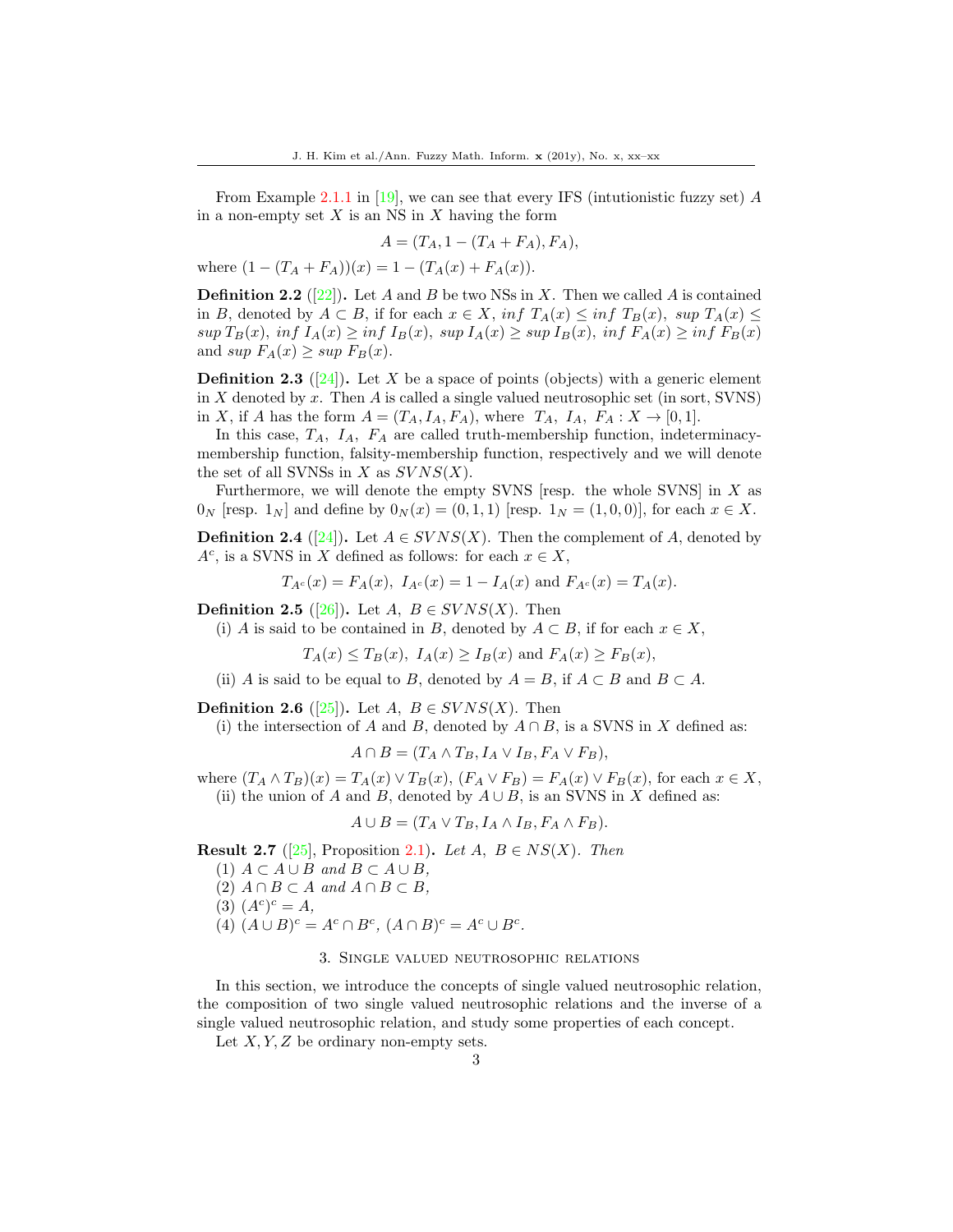From Example 2.1.1 in [19], we can see that every IFS (intutionistic fuzzy set) $A$ in a non-empty set $X$ is an NS in $X$ having the form

$$A = (T_A, 1 - (T_A + F_A), F_A),$$

where $(1 - (T_A + F_A))(x) = 1 - (T_A(x) + F_A(x))$.

**Definition 2.2** ([22]). Let $A$ and $B$ be two NSs in $X$. Then we called $A$ is contained in $B$, denoted by $A \subset B$, if for each $x \in X$, $inf\ T_A(x) \leq inf\ T_B(x)$, $sup\ T_A(x) \leq sup\ T_B(x)$, $inf\ I_A(x) \geq inf\ I_B(x)$, $sup\ I_A(x) \geq sup\ I_B(x)$, $inf\ F_A(x) \geq inf\ F_B(x)$ and $sup\ F_A(x) \geq sup\ F_B(x)$.

**Definition 2.3** ([24]). Let $X$ be a space of points (objects) with a generic element in $X$ denoted by $x$. Then $A$ is called a single valued neutrosophic set (in sort, SVNS) in $X$, if $A$ has the form $A = (T_A, I_A, F_A)$, where $T_A,\ I_A,\ F_A : X \to [0, 1]$.

In this case, $T_A,\ I_A,\ F_A$ are called truth-membership function, indeterminacy-membership function, falsity-membership function, respectively and we will denote the set of all SVNSs in $X$ as $SVNS(X)$.

Furthermore, we will denote the empty SVNS [resp. the whole SVNS] in $X$ as $0_N$ [resp. $1_N$] and define by $0_N(x) = (0, 1, 1)$ [resp. $1_N = (1, 0, 0)$], for each $x \in X$.

**Definition 2.4** ([24]). Let $A \in SVNS(X)$. Then the complement of $A$, denoted by $A^c$, is a SVNS in $X$ defined as follows: for each $x \in X$,

$$T_{A^c}(x) = F_A(x),\ I_{A^c}(x) = 1 - I_A(x) \text{ and } F_{A^c}(x) = T_A(x).$$

**Definition 2.5** ([26]). Let $A,\ B \in SVNS(X)$. Then

(i) $A$ is said to be contained in $B$, denoted by $A \subset B$, if for each $x \in X$,

$$T_A(x) \leq T_B(x),\ I_A(x) \geq I_B(x) \text{ and } F_A(x) \geq F_B(x),$$

(ii) $A$ is said to be equal to $B$, denoted by $A = B$, if $A \subset B$ and $B \subset A$.

**Definition 2.6** ([25]). Let $A,\ B \in SVNS(X)$. Then

(i) the intersection of $A$ and $B$, denoted by $A \cap B$, is a SVNS in $X$ defined as:

$$A \cap B = (T_A \wedge T_B, I_A \vee I_B, F_A \vee F_B),$$

where $(T_A \wedge T_B)(x) = T_A(x) \vee T_B(x)$, $(F_A \vee F_B) = F_A(x) \vee F_B(x)$, for each $x \in X$,

(ii) the union of $A$ and $B$, denoted by $A \cup B$, is an SVNS in $X$ defined as:

$$A \cup B = (T_A \vee T_B, I_A \wedge I_B, F_A \wedge F_B).$$

**Result 2.7** ([25], Proposition 2.1). *Let $A,\ B \in NS(X)$. Then*

(1) $A \subset A \cup B$ *and* $B \subset A \cup B$,

(2) $A \cap B \subset A$ *and* $A \cap B \subset B$,

(3) $(A^c)^c = A$,

(4) $(A \cup B)^c = A^c \cap B^c$, $(A \cap B)^c = A^c \cup B^c$.

## 3. Single valued neutrosophic relations

In this section, we introduce the concepts of single valued neutrosophic relation, the composition of two single valued neutrosophic relations and the inverse of a single valued neutrosophic relation, and study some properties of each concept.

Let $X, Y, Z$ be ordinary non-empty sets.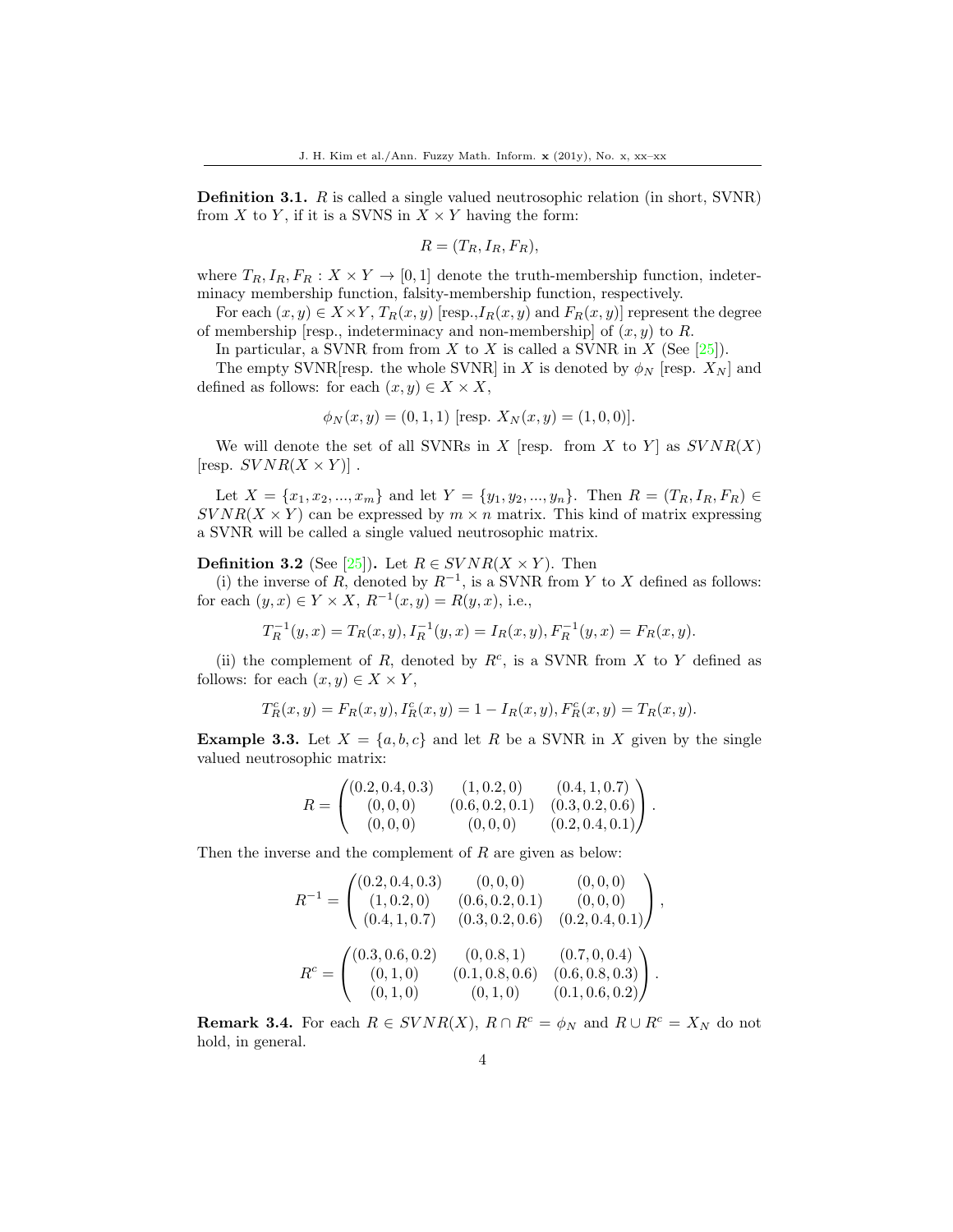**Definition 3.1.** $R$ is called a single valued neutrosophic relation (in short, SVNR) from $X$ to $Y$, if it is a SVNS in $X \times Y$ having the form:

$$R = (T_R, I_R, F_R),$$

where $T_R, I_R, F_R : X \times Y \to [0, 1]$ denote the truth-membership function, indeterminacy membership function, falsity-membership function, respectively.

For each $(x, y) \in X \times Y$, $T_R(x, y)$ [resp.,$I_R(x, y)$ and $F_R(x, y)$] represent the degree of membership [resp., indeterminacy and non-membership] of $(x, y)$ to $R$.

In particular, a SVNR from from $X$ to $X$ is called a SVNR in $X$ (See [25]).

The empty SVNR[resp. the whole SVNR] in $X$ is denoted by $\phi_N$ [resp. $X_N$] and defined as follows: for each $(x, y) \in X \times X$,

$$\phi_N(x, y) = (0, 1, 1) \text{ [resp. } X_N(x, y) = (1, 0, 0)].$$

We will denote the set of all SVNRs in $X$ [resp. from $X$ to $Y$] as $SVNR(X)$ [resp. $SVNR(X \times Y)$] .

Let $X = \{x_1, x_2, ..., x_m\}$ and let $Y = \{y_1, y_2, ..., y_n\}$. Then $R = (T_R, I_R, F_R) \in SVNR(X \times Y)$ can be expressed by $m \times n$ matrix. This kind of matrix expressing a SVNR will be called a single valued neutrosophic matrix.

**Definition 3.2** (See [25]). Let $R \in SVNR(X \times Y)$. Then

(i) the inverse of $R$, denoted by $R^{-1}$, is a SVNR from $Y$ to $X$ defined as follows: for each $(y, x) \in Y \times X$, $R^{-1}(x, y) = R(y, x)$, i.e.,

$$T_R^{-1}(y, x) = T_R(x, y), I_R^{-1}(y, x) = I_R(x, y), F_R^{-1}(y, x) = F_R(x, y).$$

(ii) the complement of $R$, denoted by $R^c$, is a SVNR from $X$ to $Y$ defined as follows: for each $(x, y) \in X \times Y$,

$$T_R^c(x, y) = F_R(x, y), I_R^c(x, y) = 1 - I_R(x, y), F_R^c(x, y) = T_R(x, y).$$

**Example 3.3.** Let $X = \{a, b, c\}$ and let $R$ be a SVNR in $X$ given by the single valued neutrosophic matrix:

$$R = \begin{pmatrix} (0.2, 0.4, 0.3) & (1, 0.2, 0) & (0.4, 1, 0.7) \\ (0, 0, 0) & (0.6, 0.2, 0.1) & (0.3, 0.2, 0.6) \\ (0, 0, 0) & (0, 0, 0) & (0.2, 0.4, 0.1) \end{pmatrix}.$$

Then the inverse and the complement of $R$ are given as below:

$$R^{-1} = \begin{pmatrix} (0.2, 0.4, 0.3) & (0, 0, 0) & (0, 0, 0) \\ (1, 0.2, 0) & (0.6, 0.2, 0.1) & (0, 0, 0) \\ (0.4, 1, 0.7) & (0.3, 0.2, 0.6) & (0.2, 0.4, 0.1) \end{pmatrix},$$

$$R^c = \begin{pmatrix} (0.3, 0.6, 0.2) & (0, 0.8, 1) & (0.7, 0, 0.4) \\ (0, 1, 0) & (0.1, 0.8, 0.6) & (0.6, 0.8, 0.3) \\ (0, 1, 0) & (0, 1, 0) & (0.1, 0.6, 0.2) \end{pmatrix}.$$

**Remark 3.4.** For each $R \in SVNR(X)$, $R \cap R^c = \phi_N$ and $R \cup R^c = X_N$ do not hold, in general.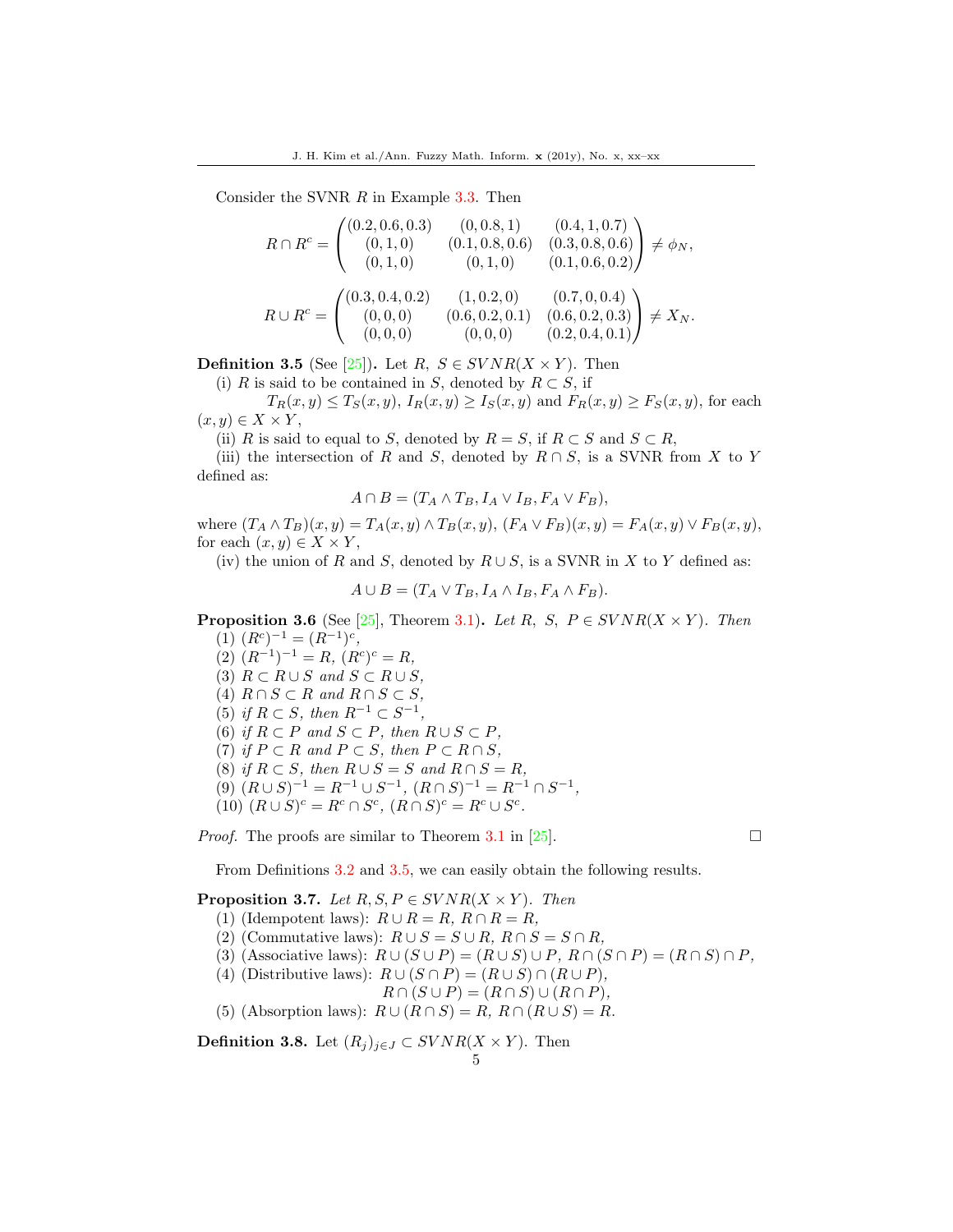Consider the SVNR $R$ in Example 3.3. Then

$$R \cap R^c = \begin{pmatrix} (0.2, 0.6, 0.3) & (0, 0.8, 1) & (0.4, 1, 0.7) \\ (0, 1, 0) & (0.1, 0.8, 0.6) & (0.3, 0.8, 0.6) \\ (0, 1, 0) & (0, 1, 0) & (0.1, 0.6, 0.2) \end{pmatrix} \neq \phi_N,$$

$$R \cup R^c = \begin{pmatrix} (0.3, 0.4, 0.2) & (1, 0.2, 0) & (0.7, 0, 0.4) \\ (0, 0, 0) & (0.6, 0.2, 0.1) & (0.6, 0.2, 0.3) \\ (0, 0, 0) & (0, 0, 0) & (0.2, 0.4, 0.1) \end{pmatrix} \neq X_N.$$

**Definition 3.5** (See [25]). Let $R,\ S \in SVNR(X \times Y)$. Then

(i) $R$ is said to be contained in $S$, denoted by $R \subset S$, if

$T_R(x, y) \leq T_S(x, y)$, $I_R(x, y) \geq I_S(x, y)$ and $F_R(x, y) \geq F_S(x, y)$, for each $(x, y) \in X \times Y$,

(ii) $R$ is said to equal to $S$, denoted by $R = S$, if $R \subset S$ and $S \subset R$,

(iii) the intersection of $R$ and $S$, denoted by $R \cap S$, is a SVNR from $X$ to $Y$ defined as:

$$A \cap B = (T_A \wedge T_B, I_A \vee I_B, F_A \vee F_B),$$

where $(T_A \wedge T_B)(x, y) = T_A(x, y) \wedge T_B(x, y)$, $(F_A \vee F_B)(x, y) = F_A(x, y) \vee F_B(x, y)$, for each $(x, y) \in X \times Y$,

(iv) the union of $R$ and $S$, denoted by $R \cup S$, is a SVNR in $X$ to $Y$ defined as:

$$A \cup B = (T_A \vee T_B, I_A \wedge I_B, F_A \wedge F_B).$$

**Proposition 3.6** (See [25], Theorem 3.1). *Let $R,\ S,\ P \in SVNR(X \times Y)$. Then*

(1) $(R^c)^{-1} = (R^{-1})^c$,

(2) $(R^{-1})^{-1} = R$, $(R^c)^c = R$,

(3) $R \subset R \cup S$ *and* $S \subset R \cup S$,

(4) $R \cap S \subset R$ *and* $R \cap S \subset S$,

(5) *if* $R \subset S$, *then* $R^{-1} \subset S^{-1}$,

(6) *if* $R \subset P$ *and* $S \subset P$, *then* $R \cup S \subset P$,

(7) *if* $P \subset R$ *and* $P \subset S$, *then* $P \subset R \cap S$,

(8) *if* $R \subset S$, *then* $R \cup S = S$ *and* $R \cap S = R$,

(9) $(R \cup S)^{-1} = R^{-1} \cup S^{-1}$, $(R \cap S)^{-1} = R^{-1} \cap S^{-1}$,

(10) $(R \cup S)^c = R^c \cap S^c$, $(R \cap S)^c = R^c \cup S^c$.

*Proof.* The proofs are similar to Theorem 3.1 in [25]. □

From Definitions 3.2 and 3.5, we can easily obtain the following results.

**Proposition 3.7.** *Let $R, S, P \in SVNR(X \times Y)$. Then*

(1) (Idempotent laws): $R \cup R = R$, $R \cap R = R$,

(2) (Commutative laws): $R \cup S = S \cup R$, $R \cap S = S \cap R$,

(3) (Associative laws): $R \cup (S \cup P) = (R \cup S) \cup P$, $R \cap (S \cap P) = (R \cap S) \cap P$,

(4) (Distributive laws): $R \cup (S \cap P) = (R \cup S) \cap (R \cup P)$,
$R \cap (S \cup P) = (R \cap S) \cup (R \cap P)$,

(5) (Absorption laws): $R \cup (R \cap S) = R$, $R \cap (R \cup S) = R$.

**Definition 3.8.** Let $(R_j)_{j \in J} \subset SVNR(X \times Y)$. Then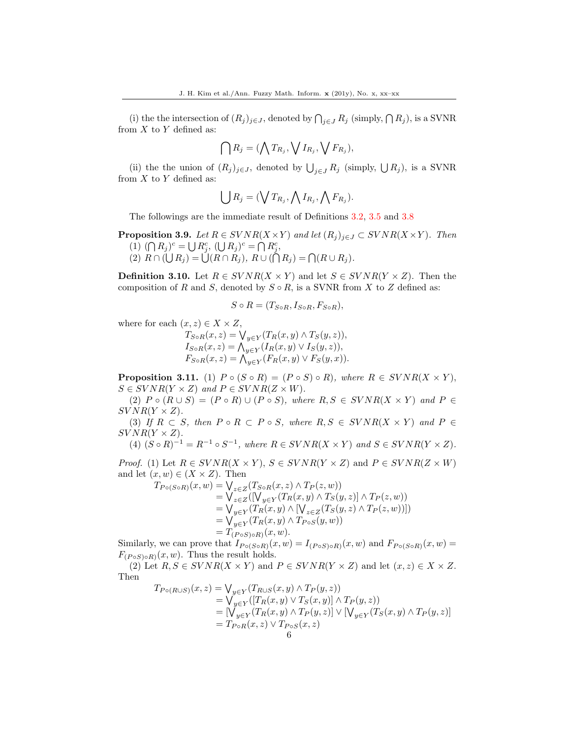(i) the the intersection of $(R_j)_{j\in J}$, denoted by $\bigcap_{j\in J} R_j$ (simply, $\bigcap R_j$), is a SVNR from $X$ to $Y$ defined as:

$$\bigcap R_j = (\bigwedge T_{R_j}, \bigvee I_{R_j}, \bigvee F_{R_j}),$$

(ii) the the union of $(R_j)_{j\in J}$, denoted by $\bigcup_{j\in J} R_j$ (simply, $\bigcup R_j$), is a SVNR from $X$ to $Y$ defined as:

$$\bigcup R_j = (\bigvee T_{R_j}, \bigwedge I_{R_j}, \bigwedge F_{R_j}).$$

The followings are the immediate result of Definitions 3.2, 3.5 and 3.8

**Proposition 3.9.** *Let $R \in SVNR(X\times Y)$ and let $(R_j)_{j\in J} \subset SVNR(X\times Y)$. Then*
(1) $(\bigcap R_j)^c = \bigcup R_j^c$, $(\bigcup R_j)^c = \bigcap R_j^c$,
(2) $R \cap (\bigcup R_j) = \bigcup(R \cap R_j)$, $R \cup (\bigcap R_j) = \bigcap(R \cup R_j)$.

**Definition 3.10.** Let $R \in SVNR(X \times Y)$ and let $S \in SVNR(Y \times Z)$. Then the composition of $R$ and $S$, denoted by $S \circ R$, is a SVNR from $X$ to $Z$ defined as:

$$S \circ R = (T_{S\circ R}, I_{S\circ R}, F_{S\circ R}),$$

where for each $(x, z) \in X \times Z$,

$$T_{S\circ R}(x,z) = \bigvee_{y\in Y}(T_R(x,y) \wedge T_S(y,z)),$$
$$I_{S\circ R}(x,z) = \bigwedge_{y\in Y}(I_R(x,y) \vee I_S(y,z)),$$
$$F_{S\circ R}(x,z) = \bigwedge_{y\in Y}(F_R(x,y) \vee F_S(y,x)).$$

**Proposition 3.11.** (1) *$P \circ (S \circ R) = (P \circ S) \circ R)$, where $R \in SVNR(X \times Y)$, $S \in SVNR(Y \times Z)$ and $P \in SVNR(Z \times W)$.*

(2) *$P \circ (R \cup S) = (P \circ R) \cup (P \circ S)$, where $R, S \in SVNR(X \times Y)$ and $P \in SVNR(Y \times Z)$.*

(3) *If $R \subset S$, then $P \circ R \subset P \circ S$, where $R, S \in SVNR(X \times Y)$ and $P \in SVNR(Y \times Z)$.*

(4) *$(S \circ R)^{-1} = R^{-1} \circ S^{-1}$, where $R \in SVNR(X \times Y)$ and $S \in SVNR(Y \times Z)$.*

*Proof.* (1) Let $R \in SVNR(X \times Y)$, $S \in SVNR(Y \times Z)$ and $P \in SVNR(Z \times W)$ and let $(x, w) \in (X \times Z)$. Then

$$\begin{aligned}
T_{P\circ(S\circ R)}(x,w) &= \bigvee_{z\in Z}(T_{S\circ R}(x,z) \wedge T_P(z,w)) \\
&= \bigvee_{z\in Z}([\bigvee_{y\in Y}(T_R(x,y) \wedge T_S(y,z)] \wedge T_P(z,w)) \\
&= \bigvee_{y\in Y}(T_R(x,y) \wedge [\bigvee_{z\in Z}(T_S(y,z) \wedge T_P(z,w))]) \\
&= \bigvee_{y\in Y}(T_R(x,y) \wedge T_{P\circ S}(y,w)) \\
&= T_{(P\circ S)\circ R)}(x,w).
\end{aligned}$$

Similarly, we can prove that $I_{P\circ(S\circ R)}(x,w) = I_{(P\circ S)\circ R)}(x,w)$ and $F_{P\circ(S\circ R)}(x,w) = F_{(P\circ S)\circ R)}(x,w)$. Thus the result holds.

(2) Let $R, S \in SVNR(X \times Y)$ and $P \in SVNR(Y \times Z)$ and let $(x, z) \in X \times Z$. Then

$$\begin{aligned}
T_{P\circ(R\cup S)}(x,z) &= \bigvee_{y\in Y}(T_{R\cup S}(x,y) \wedge T_P(y,z)) \\
&= \bigvee_{y\in Y}([T_R(x,y) \vee T_S(x,y)] \wedge T_P(y,z)) \\
&= [\bigvee_{y\in Y}(T_R(x,y) \wedge T_P(y,z)] \vee [\bigvee_{y\in Y}(T_S(x,y) \wedge T_P(y,z)] \\
&= T_{P\circ R}(x,z) \vee T_{P\circ S}(x,z)
\end{aligned}$$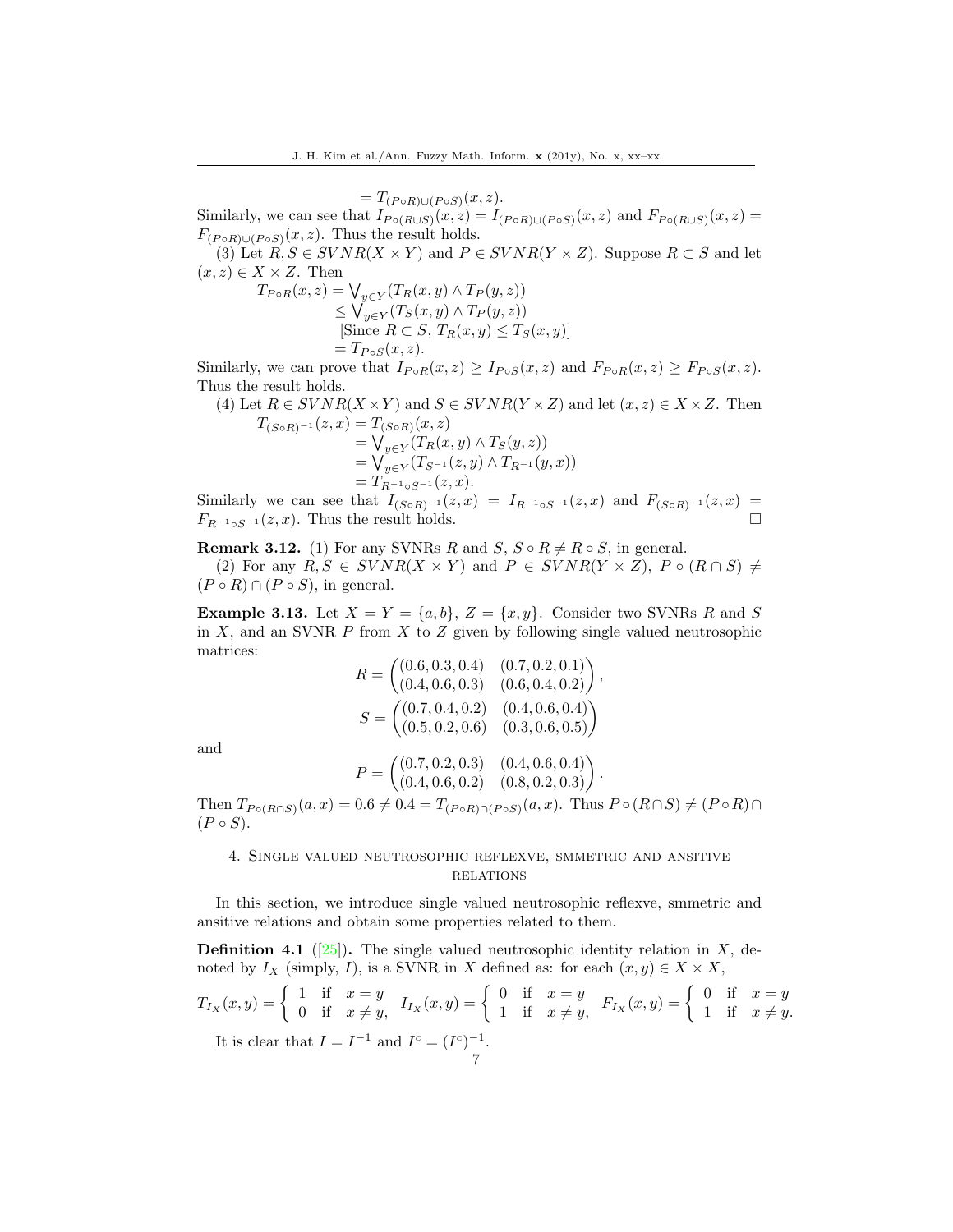$$= T_{(P\circ R)\cup(P\circ S)}(x,z).$$

Similarly, we can see that $I_{P\circ(R\cup S)}(x,z) = I_{(P\circ R)\cup(P\circ S)}(x,z)$ and $F_{P\circ(R\cup S)}(x,z) = F_{(P\circ R)\cup(P\circ S)}(x,z)$. Thus the result holds.

(3) Let $R, S \in SVNR(X\times Y)$ and $P \in SVNR(Y\times Z)$. Suppose $R \subset S$ and let $(x,z) \in X\times Z$. Then

$$\begin{aligned}
T_{P\circ R}(x,z) &= \bigvee_{y\in Y}(T_R(x,y)\wedge T_P(y,z))\\
&\leq \bigvee_{y\in Y}(T_S(x,y)\wedge T_P(y,z))\\
&\quad [\text{Since } R\subset S,\ T_R(x,y)\leq T_S(x,y)]\\
&= T_{P\circ S}(x,z).
\end{aligned}$$

Similarly, we can prove that $I_{P\circ R}(x,z) \geq I_{P\circ S}(x,z)$ and $F_{P\circ R}(x,z) \geq F_{P\circ S}(x,z)$. Thus the result holds.

(4) Let $R \in SVNR(X\times Y)$ and $S \in SVNR(Y\times Z)$ and let $(x,z) \in X\times Z$. Then

$$\begin{aligned}
T_{(S\circ R)^{-1}}(z,x) &= T_{(S\circ R)}(x,z)\\
&= \bigvee_{y\in Y}(T_R(x,y)\wedge T_S(y,z))\\
&= \bigvee_{y\in Y}(T_{S^{-1}}(z,y)\wedge T_{R^{-1}}(y,x))\\
&= T_{R^{-1}\circ S^{-1}}(z,x).
\end{aligned}$$

Similarly we can see that $I_{(S\circ R)^{-1}}(z,x) = I_{R^{-1}\circ S^{-1}}(z,x)$ and $F_{(S\circ R)^{-1}}(z,x) = F_{R^{-1}\circ S^{-1}}(z,x)$. Thus the result holds. □

**Remark 3.12.** (1) For any SVNRs $R$ and $S$, $S\circ R \neq R\circ S$, in general.

(2) For any $R, S \in SVNR(X\times Y)$ and $P \in SVNR(Y\times Z)$, $P\circ(R\cap S) \neq (P\circ R)\cap(P\circ S)$, in general.

**Example 3.13.** Let $X = Y = \{a,b\}$, $Z = \{x,y\}$. Consider two SVNRs $R$ and $S$ in $X$, and an SVNR $P$ from $X$ to $Z$ given by following single valued neutrosophic matrices:

$$R = \begin{pmatrix} (0.6,0.3,0.4) & (0.7,0.2,0.1)\\ (0.4,0.6,0.3) & (0.6,0.4,0.2)\end{pmatrix},$$

$$S = \begin{pmatrix} (0.7,0.4,0.2) & (0.4,0.6,0.4)\\ (0.5,0.2,0.6) & (0.3,0.6,0.5)\end{pmatrix}$$

and

$$P = \begin{pmatrix} (0.7,0.2,0.3) & (0.4,0.6,0.4)\\ (0.4,0.6,0.2) & (0.8,0.2,0.3)\end{pmatrix}.$$

Then $T_{P\circ(R\cap S)}(a,x) = 0.6 \neq 0.4 = T_{(P\circ R)\cap(P\circ S)}(a,x)$. Thus $P\circ(R\cap S) \neq (P\circ R)\cap(P\circ S)$.

## 4. Single valued neutrosophic reflexve, smmetric and ansitive relations

In this section, we introduce single valued neutrosophic reflexve, smmetric and ansitive relations and obtain some properties related to them.

**Definition 4.1** ([25])**.** The single valued neutrosophic identity relation in $X$, denoted by $I_X$ (simply, $I$), is a SVNR in $X$ defined as: for each $(x,y) \in X\times X$,

$$T_{I_X}(x,y) = \begin{cases} 1 & \text{if } x = y\\ 0 & \text{if } x \neq y,\end{cases}\quad I_{I_X}(x,y) = \begin{cases} 0 & \text{if } x = y\\ 1 & \text{if } x \neq y,\end{cases}\quad F_{I_X}(x,y) = \begin{cases} 0 & \text{if } x = y\\ 1 & \text{if } x \neq y.\end{cases}$$

It is clear that $I = I^{-1}$ and $I^c = (I^c)^{-1}$.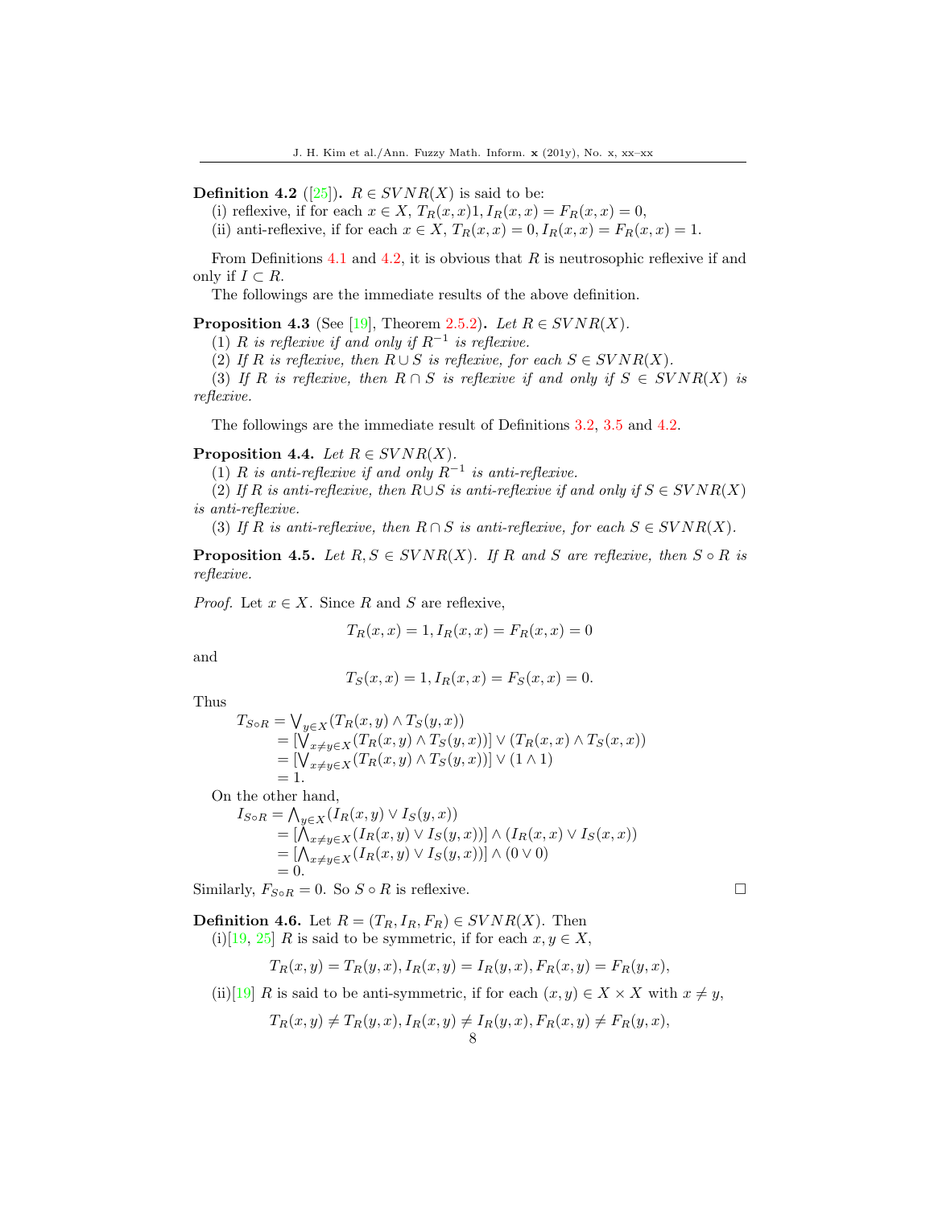**Definition 4.2** ([25]). $R \in SVNR(X)$ is said to be:

(i) reflexive, if for each $x \in X$, $T_R(x,x)1, I_R(x,x) = F_R(x,x) = 0$,

(ii) anti-reflexive, if for each $x \in X$, $T_R(x,x) = 0, I_R(x,x) = F_R(x,x) = 1$.

From Definitions 4.1 and 4.2, it is obvious that $R$ is neutrosophic reflexive if and only if $I \subset R$.

The followings are the immediate results of the above definition.

**Proposition 4.3** (See [19], Theorem 2.5.2). *Let $R \in SVNR(X)$.*

*(1) $R$ is reflexive if and only if $R^{-1}$ is reflexive.*

*(2) If $R$ is reflexive, then $R \cup S$ is reflexive, for each $S \in SVNR(X)$.*

*(3) If $R$ is reflexive, then $R \cap S$ is reflexive if and only if $S \in SVNR(X)$ is reflexive.*

The followings are the immediate result of Definitions 3.2, 3.5 and 4.2.

**Proposition 4.4.** *Let $R \in SVNR(X)$.*

*(1) $R$ is anti-reflexive if and only $R^{-1}$ is anti-reflexive.*

*(2) If $R$ is anti-reflexive, then $R \cup S$ is anti-reflexive if and only if $S \in SVNR(X)$ is anti-reflexive.*

*(3) If $R$ is anti-reflexive, then $R \cap S$ is anti-reflexive, for each $S \in SVNR(X)$.*

**Proposition 4.5.** *Let $R, S \in SVNR(X)$. If $R$ and $S$ are reflexive, then $S \circ R$ is reflexive.*

*Proof.* Let $x \in X$. Since $R$ and $S$ are reflexive,

$$T_R(x,x) = 1, I_R(x,x) = F_R(x,x) = 0$$

and

$$T_S(x,x) = 1, I_R(x,x) = F_S(x,x) = 0.$$

Thus

$$\begin{aligned}
T_{S \circ R} &= \bigvee_{y \in X}(T_R(x,y) \wedge T_S(y,x)) \\
&= [\bigvee_{x \neq y \in X}(T_R(x,y) \wedge T_S(y,x))] \vee (T_R(x,x) \wedge T_S(x,x)) \\
&= [\bigvee_{x \neq y \in X}(T_R(x,y) \wedge T_S(y,x))] \vee (1 \wedge 1) \\
&= 1.
\end{aligned}$$

On the other hand,

$$\begin{aligned}
I_{S \circ R} &= \bigwedge_{y \in X}(I_R(x,y) \vee I_S(y,x)) \\
&= [\bigwedge_{x \neq y \in X}(I_R(x,y) \vee I_S(y,x))] \wedge (I_R(x,x) \vee I_S(x,x)) \\
&= [\bigwedge_{x \neq y \in X}(I_R(x,y) \vee I_S(y,x))] \wedge (0 \vee 0) \\
&= 0.
\end{aligned}$$

Similarly, $F_{S \circ R} = 0$. So $S \circ R$ is reflexive. □

**Definition 4.6.** Let $R = (T_R, I_R, F_R) \in SVNR(X)$. Then

(i)[19, 25] $R$ is said to be symmetric, if for each $x, y \in X$,

$$T_R(x,y) = T_R(y,x), I_R(x,y) = I_R(y,x), F_R(x,y) = F_R(y,x),$$

(ii)[19] $R$ is said to be anti-symmetric, if for each $(x,y) \in X \times X$ with $x \neq y$,

$$T_R(x,y) \neq T_R(y,x), I_R(x,y) \neq I_R(y,x), F_R(x,y) \neq F_R(y,x),$$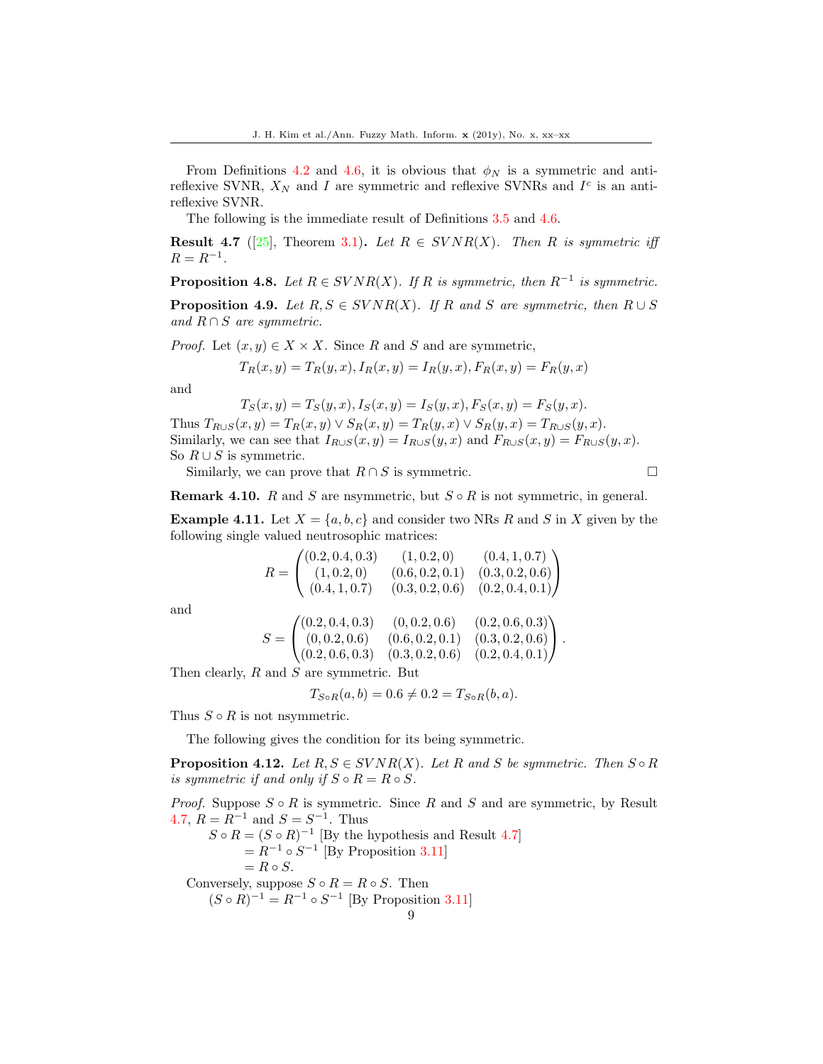From Definitions 4.2 and 4.6, it is obvious that $\phi_N$ is a symmetric and anti-reflexive SVNR, $X_N$ and $I$ are symmetric and reflexive SVNRs and $I^c$ is an anti-reflexive SVNR.

The following is the immediate result of Definitions 3.5 and 4.6.

**Result 4.7** ([25], Theorem 3.1)**.** *Let $R \in SVNR(X)$. Then $R$ is symmetric iff $R = R^{-1}$.*

**Proposition 4.8.** *Let $R \in SVNR(X)$. If $R$ is symmetric, then $R^{-1}$ is symmetric.*

**Proposition 4.9.** *Let $R, S \in SVNR(X)$. If $R$ and $S$ are symmetric, then $R \cup S$ and $R \cap S$ are symmetric.*

*Proof.* Let $(x, y) \in X \times X$. Since $R$ and $S$ and are symmetric,

$$T_R(x, y) = T_R(y, x), I_R(x, y) = I_R(y, x), F_R(x, y) = F_R(y, x)$$

and

$$T_S(x, y) = T_S(y, x), I_S(x, y) = I_S(y, x), F_S(x, y) = F_S(y, x).$$

Thus $T_{R\cup S}(x, y) = T_R(x, y) \vee S_R(x, y) = T_R(y, x) \vee S_R(y, x) = T_{R\cup S}(y, x)$.
Similarly, we can see that $I_{R\cup S}(x, y) = I_{R\cup S}(y, x)$ and $F_{R\cup S}(x, y) = F_{R\cup S}(y, x)$.
So $R \cup S$ is symmetric.

Similarly, we can prove that $R \cap S$ is symmetric. □

**Remark 4.10.** $R$ and $S$ are nsymmetric, but $S \circ R$ is not symmetric, in general.

**Example 4.11.** Let $X = \{a, b, c\}$ and consider two NRs $R$ and $S$ in $X$ given by the following single valued neutrosophic matrices:

$$R = \begin{pmatrix} (0.2, 0.4, 0.3) & (1, 0.2, 0) & (0.4, 1, 0.7) \\ (1, 0.2, 0) & (0.6, 0.2, 0.1) & (0.3, 0.2, 0.6) \\ (0.4, 1, 0.7) & (0.3, 0.2, 0.6) & (0.2, 0.4, 0.1) \end{pmatrix}$$

and

$$S = \begin{pmatrix} (0.2, 0.4, 0.3) & (0, 0.2, 0.6) & (0.2, 0.6, 0.3) \\ (0, 0.2, 0.6) & (0.6, 0.2, 0.1) & (0.3, 0.2, 0.6) \\ (0.2, 0.6, 0.3) & (0.3, 0.2, 0.6) & (0.2, 0.4, 0.1) \end{pmatrix}.$$

Then clearly, $R$ and $S$ are symmetric. But

$$T_{S\circ R}(a, b) = 0.6 \neq 0.2 = T_{S\circ R}(b, a).$$

Thus $S \circ R$ is not nsymmetric.

The following gives the condition for its being symmetric.

**Proposition 4.12.** *Let $R, S \in SVNR(X)$. Let $R$ and $S$ be symmetric. Then $S \circ R$ is symmetric if and only if $S \circ R = R \circ S$.*

*Proof.* Suppose $S \circ R$ is symmetric. Since $R$ and $S$ and are symmetric, by Result 4.7, $R = R^{-1}$ and $S = S^{-1}$. Thus
$S \circ R = (S \circ R)^{-1}$ [By the hypothesis and Result 4.7]
$= R^{-1} \circ S^{-1}$ [By Proposition 3.11]
$= R \circ S$.

Conversely, suppose $S \circ R = R \circ S$. Then
$(S \circ R)^{-1} = R^{-1} \circ S^{-1}$ [By Proposition 3.11]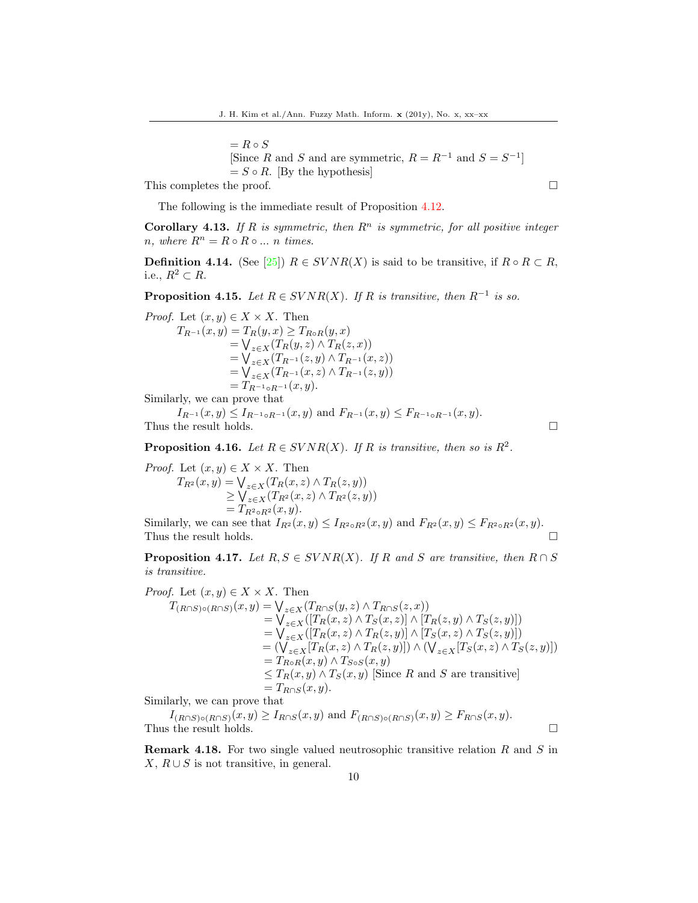$= R \circ S$
[Since $R$ and $S$ and are symmetric, $R = R^{-1}$ and $S = S^{-1}$]
$= S \circ R$. [By the hypothesis]
This completes the proof. □

The following is the immediate result of Proposition 4.12.

**Corollary 4.13.** *If $R$ is symmetric, then $R^n$ is symmetric, for all positive integer $n$, where $R^n = R \circ R \circ ... \; n$ times.*

**Definition 4.14.** (See [25]) $R \in SVNR(X)$ is said to be transitive, if $R \circ R \subset R$, i.e., $R^2 \subset R$.

**Proposition 4.15.** *Let $R \in SVNR(X)$. If $R$ is transitive, then $R^{-1}$ is so.*

*Proof.* Let $(x, y) \in X \times X$. Then

$$\begin{aligned} T_{R^{-1}}(x,y) &= T_R(y,x) \geq T_{R\circ R}(y,x) \\ &= \bigvee_{z\in X}(T_R(y,z) \wedge T_R(z,x)) \\ &= \bigvee_{z\in X}(T_{R^{-1}}(z,y) \wedge T_{R^{-1}}(x,z)) \\ &= \bigvee_{z\in X}(T_{R^{-1}}(x,z) \wedge T_{R^{-1}}(z,y)) \\ &= T_{R^{-1}\circ R^{-1}}(x,y). \end{aligned}$$

Similarly, we can prove that

$$I_{R^{-1}}(x,y) \leq I_{R^{-1}\circ R^{-1}}(x,y) \text{ and } F_{R^{-1}}(x,y) \leq F_{R^{-1}\circ R^{-1}}(x,y).$$

Thus the result holds. □

**Proposition 4.16.** *Let $R \in SVNR(X)$. If $R$ is transitive, then so is $R^2$.*

*Proof.* Let $(x, y) \in X \times X$. Then

$$\begin{aligned} T_{R^2}(x,y) &= \bigvee_{z\in X}(T_R(x,z) \wedge T_R(z,y)) \\ &\geq \bigvee_{z\in X}(T_{R^2}(x,z) \wedge T_{R^2}(z,y)) \\ &= T_{R^2\circ R^2}(x,y). \end{aligned}$$

Similarly, we can see that $I_{R^2}(x,y) \leq I_{R^2\circ R^2}(x,y)$ and $F_{R^2}(x,y) \leq F_{R^2\circ R^2}(x,y)$.
Thus the result holds. □

**Proposition 4.17.** *Let $R, S \in SVNR(X)$. If $R$ and $S$ are transitive, then $R \cap S$ is transitive.*

*Proof.* Let $(x, y) \in X \times X$. Then

$$\begin{aligned} T_{(R\cap S)\circ(R\cap S)}(x,y) &= \bigvee_{z\in X}(T_{R\cap S}(y,z) \wedge T_{R\cap S}(z,x)) \\ &= \bigvee_{z\in X}([T_R(x,z) \wedge T_S(x,z)] \wedge [T_R(z,y) \wedge T_S(z,y)]) \\ &= \bigvee_{z\in X}([T_R(x,z) \wedge T_R(z,y)] \wedge [T_S(x,z) \wedge T_S(z,y)]) \\ &= (\bigvee_{z\in X}[T_R(x,z) \wedge T_R(z,y)]) \wedge (\bigvee_{z\in X}[T_S(x,z) \wedge T_S(z,y)]) \\ &= T_{R\circ R}(x,y) \wedge T_{S\circ S}(x,y) \\ &\leq T_R(x,y) \wedge T_S(x,y) \text{ [Since } R \text{ and } S \text{ are transitive]} \\ &= T_{R\cap S}(x,y). \end{aligned}$$

Similarly, we can prove that

$$I_{(R\cap S)\circ(R\cap S)}(x,y) \geq I_{R\cap S}(x,y) \text{ and } F_{(R\cap S)\circ(R\cap S)}(x,y) \geq F_{R\cap S}(x,y).$$

Thus the result holds. □

**Remark 4.18.** For two single valued neutrosophic transitive relation $R$ and $S$ in $X$, $R \cup S$ is not transitive, in general.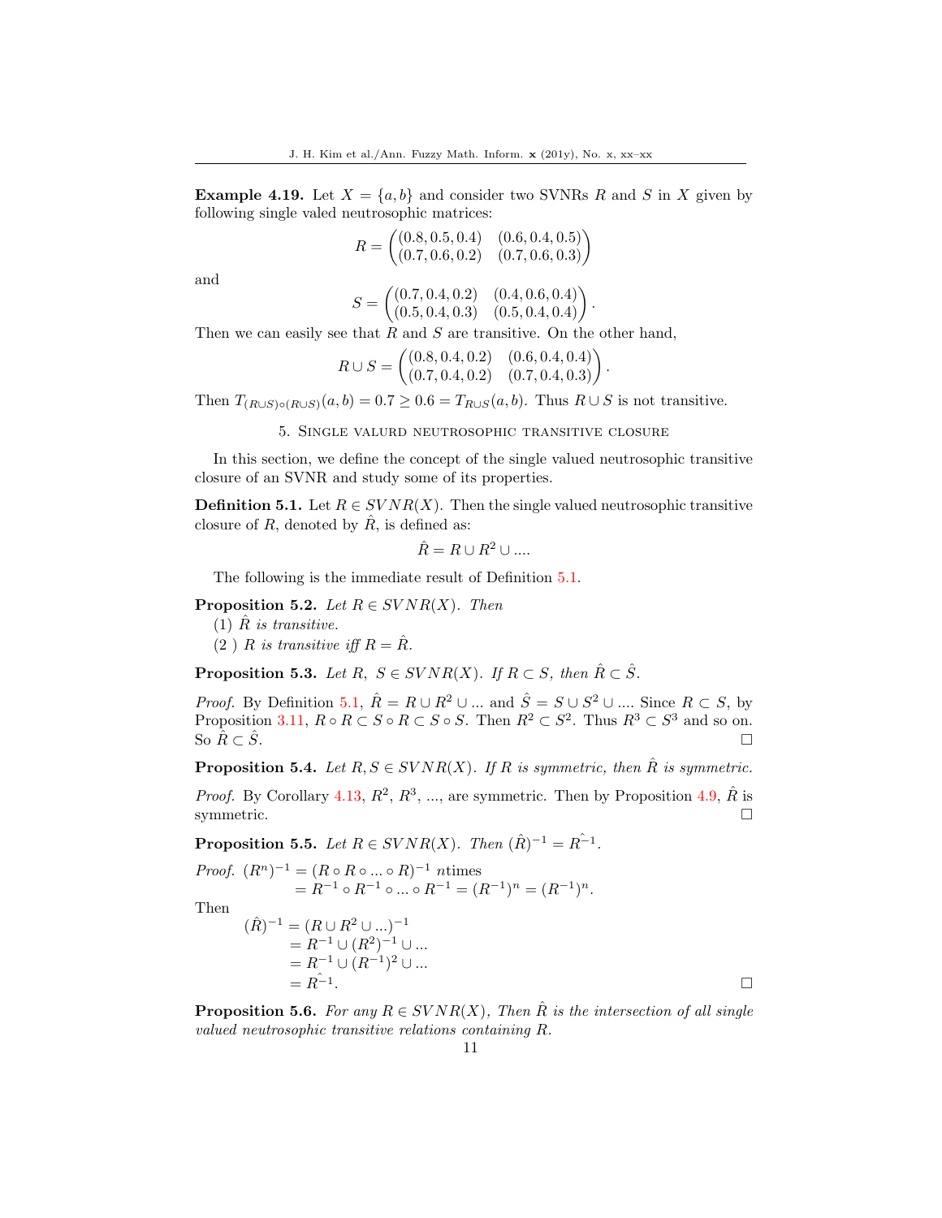**Example 4.19.** Let $X = \{a, b\}$ and consider two SVNRs $R$ and $S$ in $X$ given by following single valed neutrosophic matrices:

$$R = \begin{pmatrix} (0.8, 0.5, 0.4) & (0.6, 0.4, 0.5) \\ (0.7, 0.6, 0.2) & (0.7, 0.6, 0.3) \end{pmatrix}$$

and

$$S = \begin{pmatrix} (0.7, 0.4, 0.2) & (0.4, 0.6, 0.4) \\ (0.5, 0.4, 0.3) & (0.5, 0.4, 0.4) \end{pmatrix}.$$

Then we can easily see that $R$ and $S$ are transitive. On the other hand,

$$R \cup S = \begin{pmatrix} (0.8, 0.4, 0.2) & (0.6, 0.4, 0.4) \\ (0.7, 0.4, 0.2) & (0.7, 0.4, 0.3) \end{pmatrix}.$$

Then $T_{(R\cup S)\circ(R\cup S)}(a, b) = 0.7 \geq 0.6 = T_{R\cup S}(a, b)$. Thus $R \cup S$ is not transitive.

## 5. Single valurd neutrosophic transitive closure

In this section, we define the concept of the single valued neutrosophic transitive closure of an SVNR and study some of its properties.

**Definition 5.1.** Let $R \in SVNR(X)$. Then the single valued neutrosophic transitive closure of $R$, denoted by $\hat{R}$, is defined as:

$$\hat{R} = R \cup R^2 \cup ....$$

The following is the immediate result of Definition 5.1.

**Proposition 5.2.** *Let $R \in SVNR(X)$. Then*
(1) *$\hat{R}$ is transitive.*
(2 ) *$R$ is transitive iff $R = \hat{R}$.*

**Proposition 5.3.** *Let $R,\ S \in SVNR(X)$. If $R \subset S$, then $\hat{R} \subset \hat{S}$.*

*Proof.* By Definition 5.1, $\hat{R} = R \cup R^2 \cup ...$ and $\hat{S} = S \cup S^2 \cup ....$ Since $R \subset S$, by Proposition 3.11, $R \circ R \subset S \circ R \subset S \circ S$. Then $R^2 \subset S^2$. Thus $R^3 \subset S^3$ and so on. So $\hat{R} \subset \hat{S}$. □

**Proposition 5.4.** *Let $R, S \in SVNR(X)$. If $R$ is symmetric, then $\hat{R}$ is symmetric.*

*Proof.* By Corollary 4.13, $R^2$, $R^3$, ..., are symmetric. Then by Proposition 4.9, $\hat{R}$ is symmetric. □

**Proposition 5.5.** *Let $R \in SVNR(X)$. Then $(\hat{R})^{-1} = \hat{R^{-1}}$.*

*Proof.* $(R^n)^{-1} = (R \circ R \circ ... \circ R)^{-1}$ $n$times
$= R^{-1} \circ R^{-1} \circ ... \circ R^{-1} = (R^{-1})^n = (R^{-1})^n$.

Then

$$\begin{aligned}(\hat{R})^{-1} &= (R \cup R^2 \cup ...)^{-1} \\ &= R^{-1} \cup (R^2)^{-1} \cup ... \\ &= R^{-1} \cup (R^{-1})^2 \cup ... \\ &= \hat{R^{-1}}.\end{aligned}$$

□

**Proposition 5.6.** *For any $R \in SVNR(X)$, Then $\hat{R}$ is the intersection of all single valued neutrosophic transitive relations containing $R$.*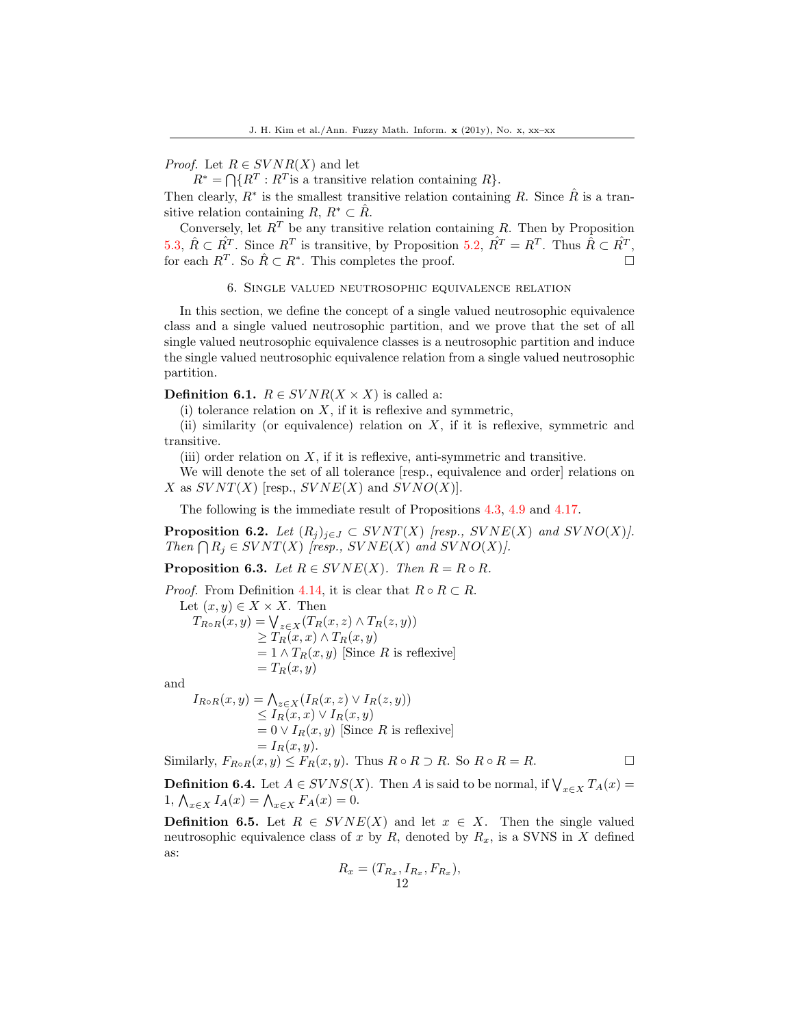*Proof.* Let $R \in SVNR(X)$ and let

$R^* = \bigcap \{R^T : R^T \text{is a transitive relation containing } R\}$.

Then clearly, $R^*$ is the smallest transitive relation containing $R$. Since $\hat{R}$ is a transitive relation containing $R$, $R^* \subset \hat{R}$.

Conversely, let $R^T$ be any transitive relation containing $R$. Then by Proposition 5.3, $\hat{R} \subset \hat{R^T}$. Since $R^T$ is transitive, by Proposition 5.2, $\hat{R^T} = R^T$. Thus $\hat{R} \subset \hat{R^T}$, for each $R^T$. So $\hat{R} \subset R^*$. This completes the proof. □

## 6. Single valued neutrosophic equivalence relation

In this section, we define the concept of a single valued neutrosophic equivalence class and a single valued neutrosophic partition, and we prove that the set of all single valued neutrosophic equivalence classes is a neutrosophic partition and induce the single valued neutrosophic equivalence relation from a single valued neutrosophic partition.

**Definition 6.1.** $R \in SVNR(X \times X)$ is called a:

(i) tolerance relation on $X$, if it is reflexive and symmetric,

(ii) similarity (or equivalence) relation on $X$, if it is reflexive, symmetric and transitive.

(iii) order relation on $X$, if it is reflexive, anti-symmetric and transitive.

We will denote the set of all tolerance [resp., equivalence and order] relations on $X$ as $SVNT(X)$ [resp., $SVNE(X)$ and $SVNO(X)$].

The following is the immediate result of Propositions 4.3, 4.9 and 4.17.

**Proposition 6.2.** *Let $(R_j)_{j \in J} \subset SVNT(X)$ [resp., $SVNE(X)$ and $SVNO(X)$]. Then $\bigcap R_j \in SVNT(X)$ [resp., $SVNE(X)$ and $SVNO(X)$].*

**Proposition 6.3.** *Let $R \in SVNE(X)$. Then $R = R \circ R$.*

*Proof.* From Definition 4.14, it is clear that $R \circ R \subset R$.

Let $(x, y) \in X \times X$. Then

$$\begin{aligned}
T_{R \circ R}(x, y) &= \bigvee_{z \in X}(T_R(x, z) \wedge T_R(z, y)) \\
&\geq T_R(x, x) \wedge T_R(x, y) \\
&= 1 \wedge T_R(x, y) \text{ [Since } R \text{ is reflexive]} \\
&= T_R(x, y)
\end{aligned}$$

and

$$\begin{aligned}
I_{R \circ R}(x, y) &= \bigwedge_{z \in X}(I_R(x, z) \vee I_R(z, y)) \\
&\leq I_R(x, x) \vee I_R(x, y) \\
&= 0 \vee I_R(x, y) \text{ [Since } R \text{ is reflexive]} \\
&= I_R(x, y).
\end{aligned}$$

Similarly, $F_{R \circ R}(x, y) \leq F_R(x, y)$. Thus $R \circ R \supset R$. So $R \circ R = R$. □

**Definition 6.4.** Let $A \in SVNS(X)$. Then $A$ is said to be normal, if $\bigvee_{x \in X} T_A(x) = 1$, $\bigwedge_{x \in X} I_A(x) = \bigwedge_{x \in X} F_A(x) = 0$.

**Definition 6.5.** Let $R \in SVNE(X)$ and let $x \in X$. Then the single valued neutrosophic equivalence class of $x$ by $R$, denoted by $R_x$, is a SVNS in $X$ defined as:

$$R_x = (T_{R_x}, I_{R_x}, F_{R_x}),$$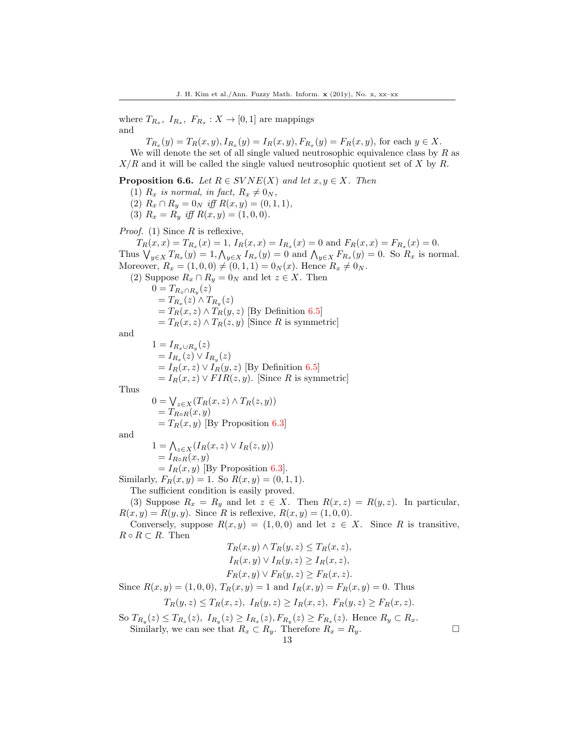where $T_{R_x},\ I_{R_x},\ F_{R_x} : X \to [0,1]$ are mappings
and

$$T_{R_x}(y) = T_R(x,y), I_{R_x}(y) = I_R(x,y), F_{R_x}(y) = F_R(x,y), \text{ for each } y \in X.$$

We will denote the set of all single valued neutrosophic equivalence class by $R$ as $X/R$ and it will be called the single valued neutrosophic quotient set of $X$ by $R$.

**Proposition 6.6.** *Let $R \in SVNE(X)$ and let $x, y \in X$. Then*
(1) *$R_x$ is normal, in fact, $R_x \neq 0_N$,*
(2) *$R_x \cap R_y = 0_N$ iff $R(x,y) = (0,1,1)$,*
(3) *$R_x = R_y$ iff $R(x,y) = (1,0,0)$.*

*Proof.* (1) Since $R$ is reflexive,

$$T_R(x,x) = T_{R_x}(x) = 1,\ I_R(x,x) = I_{R_x}(x) = 0 \text{ and } F_R(x,x) = F_{R_x}(x) = 0.$$

Thus $\bigvee_{y\in X} T_{R_x}(y) = 1, \bigwedge_{y\in X} I_{R_x}(y) = 0$ and $\bigwedge_{y\in X} F_{R_x}(y) = 0$. So $R_x$ is normal. Moreover, $R_x = (1,0,0) \neq (0,1,1) = 0_N(x)$. Hence $R_x \neq 0_N$.

(2) Suppose $R_x \cap R_y = 0_N$ and let $z \in X$. Then

$$\begin{aligned}0 &= T_{R_x \cap R_y}(z)\\ &= T_{R_x}(z) \wedge T_{R_y}(z)\\ &= T_R(x,z) \wedge T_R(y,z) \text{ [By Definition 6.5]}\\ &= T_R(x,z) \wedge T_R(z,y) \text{ [Since } R \text{ is symmetric]}\end{aligned}$$

and

$$\begin{aligned}1 &= I_{R_x \cup R_y}(z)\\ &= I_{R_x}(z) \vee I_{R_y}(z)\\ &= I_R(x,z) \vee I_R(y,z) \text{ [By Definition 6.5]}\\ &= I_R(x,z) \vee FIR(z,y). \text{ [Since } R \text{ is symmetric]}\end{aligned}$$

Thus

$$\begin{aligned}0 &= \textstyle\bigvee_{z\in X}(T_R(x,z) \wedge T_R(z,y))\\ &= T_{R\circ R}(x,y)\\ &= T_R(x,y) \text{ [By Proposition 6.3]}\end{aligned}$$

and

$$\begin{aligned}1 &= \textstyle\bigwedge_{z\in X}(I_R(x,z) \vee I_R(z,y))\\ &= I_{R\circ R}(x,y)\\ &= I_R(x,y) \text{ [By Proposition 6.3]}.\end{aligned}$$

Similarly, $F_R(x,y) = 1$. So $R(x,y) = (0,1,1)$.

The sufficient condition is easily proved.

(3) Suppose $R_x = R_y$ and let $z \in X$. Then $R(x,z) = R(y,z)$. In particular, $R(x,y) = R(y,y)$. Since $R$ is reflexive, $R(x,y) = (1,0,0)$.

Conversely, suppose $R(x,y) = (1,0,0)$ and let $z \in X$. Since $R$ is transitive, $R \circ R \subset R$. Then

$$T_R(x,y) \wedge T_R(y,z) \leq T_R(x,z),$$
$$I_R(x,y) \vee I_R(y,z) \geq I_R(x,z),$$
$$F_R(x,y) \vee F_R(y,z) \geq F_R(x,z).$$

Since $R(x,y) = (1,0,0)$, $T_R(x,y) = 1$ and $I_R(x,y) = F_R(x,y) = 0$. Thus

$$T_R(y,z) \leq T_R(x,z),\ I_R(y,z) \geq I_R(x,z),\ F_R(y,z) \geq F_R(x,z).$$

So $T_{R_y}(z) \leq T_{R_x}(z),\ I_{R_y}(z) \geq I_{R_x}(z), F_{R_y}(z) \geq F_{R_x}(z)$. Hence $R_y \subset R_x$.

Similarly, we can see that $R_x \subset R_y$. Therefore $R_x = R_y$. □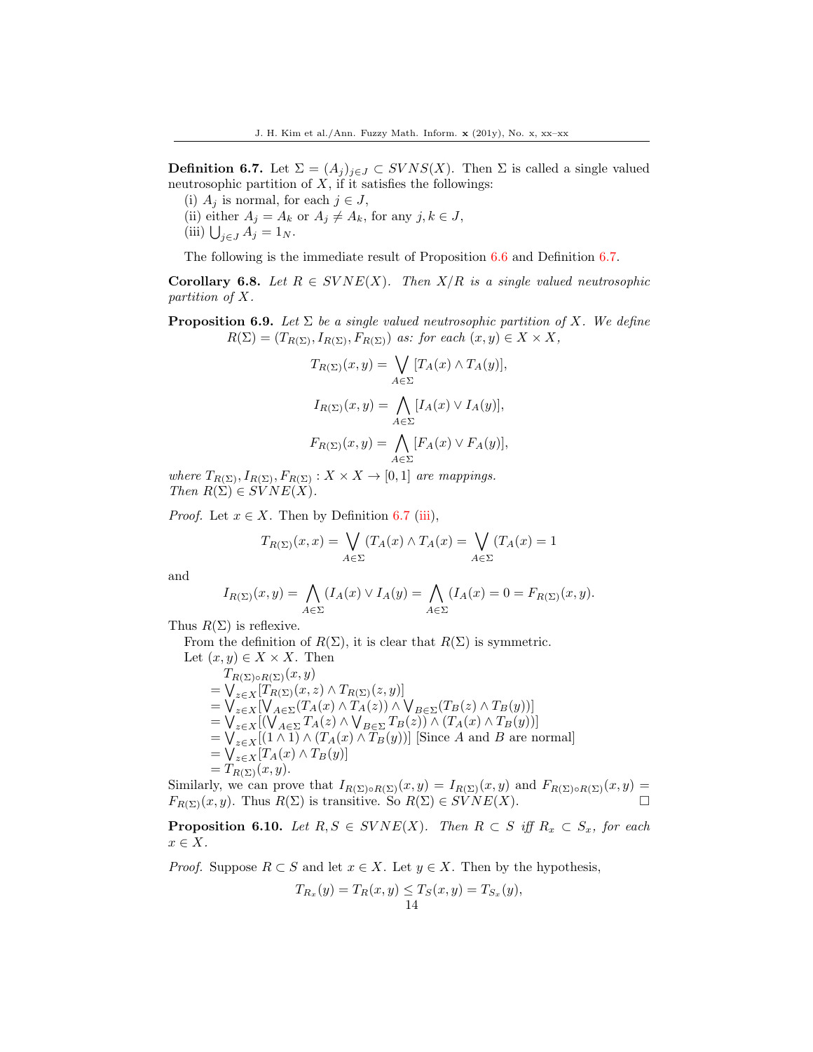**Definition 6.7.** Let $\Sigma = (A_j)_{j \in J} \subset SVNS(X)$. Then $\Sigma$ is called a single valued neutrosophic partition of $X$, if it satisfies the followings:

(i) $A_j$ is normal, for each $j \in J$,
(ii) either $A_j = A_k$ or $A_j \neq A_k$, for any $j, k \in J$,
(iii) $\bigcup_{j \in J} A_j = 1_N$.

The following is the immediate result of Proposition 6.6 and Definition 6.7.

**Corollary 6.8.** *Let $R \in SVNE(X)$. Then $X/R$ is a single valued neutrosophic partition of $X$.*

**Proposition 6.9.** *Let $\Sigma$ be a single valued neutrosophic partition of $X$. We define $R(\Sigma) = (T_{R(\Sigma)}, I_{R(\Sigma)}, F_{R(\Sigma)})$ as: for each $(x, y) \in X \times X$,*

$$T_{R(\Sigma)}(x, y) = \bigvee_{A \in \Sigma} [T_A(x) \wedge T_A(y)],$$

$$I_{R(\Sigma)}(x, y) = \bigwedge_{A \in \Sigma} [I_A(x) \vee I_A(y)],$$

$$F_{R(\Sigma)}(x, y) = \bigwedge_{A \in \Sigma} [F_A(x) \vee F_A(y)],$$

*where $T_{R(\Sigma)}, I_{R(\Sigma)}, F_{R(\Sigma)} : X \times X \to [0, 1]$ are mappings. Then $R(\Sigma) \in SVNE(X)$.*

*Proof.* Let $x \in X$. Then by Definition 6.7 (iii),

$$T_{R(\Sigma)}(x, x) = \bigvee_{A \in \Sigma} (T_A(x) \wedge T_A(x) = \bigvee_{A \in \Sigma} (T_A(x) = 1$$

and

$$I_{R(\Sigma)}(x, y) = \bigwedge_{A \in \Sigma} (I_A(x) \vee I_A(y) = \bigwedge_{A \in \Sigma} (I_A(x) = 0 = F_{R(\Sigma)}(x, y).$$

Thus $R(\Sigma)$ is reflexive.

From the definition of $R(\Sigma)$, it is clear that $R(\Sigma)$ is symmetric.

Let $(x, y) \in X \times X$. Then

$T_{R(\Sigma) \circ R(\Sigma)}(x, y)$
$= \bigvee_{z \in X} [T_{R(\Sigma)}(x, z) \wedge T_{R(\Sigma)}(z, y)]$
$= \bigvee_{z \in X} [\bigvee_{A \in \Sigma} (T_A(x) \wedge T_A(z)) \wedge \bigvee_{B \in \Sigma} (T_B(z) \wedge T_B(y))]$
$= \bigvee_{z \in X} [(\bigvee_{A \in \Sigma} T_A(z) \wedge \bigvee_{B \in \Sigma} T_B(z)) \wedge (T_A(x) \wedge T_B(y))]$
$= \bigvee_{z \in X} [(1 \wedge 1) \wedge (T_A(x) \wedge T_B(y))]$ [Since $A$ and $B$ are normal]
$= \bigvee_{z \in X} [T_A(x) \wedge T_B(y)]$
$= T_{R(\Sigma)}(x, y)$.

Similarly, we can prove that $I_{R(\Sigma) \circ R(\Sigma)}(x, y) = I_{R(\Sigma)}(x, y)$ and $F_{R(\Sigma) \circ R(\Sigma)}(x, y) = F_{R(\Sigma)}(x, y)$. Thus $R(\Sigma)$ is transitive. So $R(\Sigma) \in SVNE(X)$. □

**Proposition 6.10.** *Let $R, S \in SVNE(X)$. Then $R \subset S$ iff $R_x \subset S_x$, for each $x \in X$.*

*Proof.* Suppose $R \subset S$ and let $x \in X$. Let $y \in X$. Then by the hypothesis,

$$T_{R_x}(y) = T_R(x, y) \leq T_S(x, y) = T_{S_x}(y),$$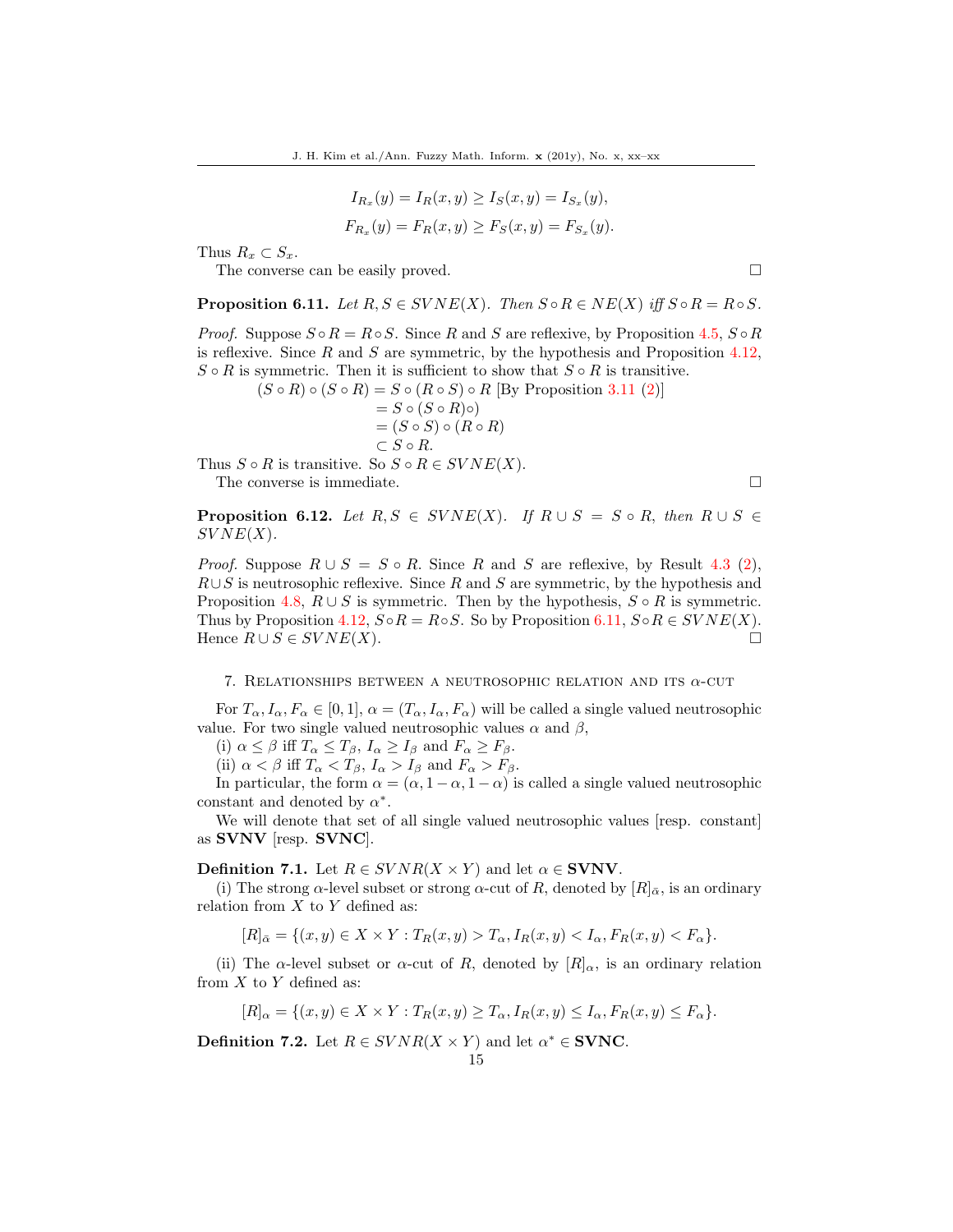$$I_{R_x}(y) = I_R(x,y) \geq I_S(x,y) = I_{S_x}(y),$$

$$F_{R_x}(y) = F_R(x,y) \geq F_S(x,y) = F_{S_x}(y).$$

Thus $R_x \subset S_x$.

The converse can be easily proved. □

**Proposition 6.11.** *Let $R, S \in SVNE(X)$. Then $S \circ R \in NE(X)$ iff $S \circ R = R \circ S$.*

*Proof.* Suppose $S \circ R = R \circ S$. Since $R$ and $S$ are reflexive, by Proposition 4.5, $S \circ R$ is reflexive. Since $R$ and $S$ are symmetric, by the hypothesis and Proposition 4.12, $S \circ R$ is symmetric. Then it is sufficient to show that $S \circ R$ is transitive.

$$\begin{aligned}(S \circ R) \circ (S \circ R) &= S \circ (R \circ S) \circ R \text{ [By Proposition 3.11 (2)]} \\ &= S \circ (S \circ R)\circ) \\ &= (S \circ S) \circ (R \circ R) \\ &\subset S \circ R.\end{aligned}$$

Thus $S \circ R$ is transitive. So $S \circ R \in SVNE(X)$.

The converse is immediate. □

**Proposition 6.12.** *Let $R, S \in SVNE(X)$. If $R \cup S = S \circ R$, then $R \cup S \in SVNE(X)$.*

*Proof.* Suppose $R \cup S = S \circ R$. Since $R$ and $S$ are reflexive, by Result 4.3 (2), $R \cup S$ is neutrosophic reflexive. Since $R$ and $S$ are symmetric, by the hypothesis and Proposition 4.8, $R \cup S$ is symmetric. Then by the hypothesis, $S \circ R$ is symmetric. Thus by Proposition 4.12, $S \circ R = R \circ S$. So by Proposition 6.11, $S \circ R \in SVNE(X)$. Hence $R \cup S \in SVNE(X)$. □

## 7. Relationships between a neutrosophic relation and its $\alpha$-cut

For $T_\alpha, I_\alpha, F_\alpha \in [0,1]$, $\alpha = (T_\alpha, I_\alpha, F_\alpha)$ will be called a single valued neutrosophic value. For two single valued neutrosophic values $\alpha$ and $\beta$,

(i) $\alpha \leq \beta$ iff $T_\alpha \leq T_\beta$, $I_\alpha \geq I_\beta$ and $F_\alpha \geq F_\beta$.

(ii) $\alpha < \beta$ iff $T_\alpha < T_\beta$, $I_\alpha > I_\beta$ and $F_\alpha > F_\beta$.

In particular, the form $\alpha = (\alpha, 1-\alpha, 1-\alpha)$ is called a single valued neutrosophic constant and denoted by $\alpha^*$.

We will denote that set of all single valued neutrosophic values [resp. constant] as **SVNV** [resp. **SVNC**].

**Definition 7.1.** Let $R \in SVNR(X \times Y)$ and let $\alpha \in$ **SVNV**.

(i) The strong $\alpha$-level subset or strong $\alpha$-cut of $R$, denoted by $[R]_{\bar{\alpha}}$, is an ordinary relation from $X$ to $Y$ defined as:

$$[R]_{\bar{\alpha}} = \{(x,y) \in X \times Y : T_R(x,y) > T_\alpha, I_R(x,y) < I_\alpha, F_R(x,y) < F_\alpha\}.$$

(ii) The $\alpha$-level subset or $\alpha$-cut of $R$, denoted by $[R]_\alpha$, is an ordinary relation from $X$ to $Y$ defined as:

$$[R]_\alpha = \{(x,y) \in X \times Y : T_R(x,y) \geq T_\alpha, I_R(x,y) \leq I_\alpha, F_R(x,y) \leq F_\alpha\}.$$

**Definition 7.2.** Let $R \in SVNR(X \times Y)$ and let $\alpha^* \in$ **SVNC**.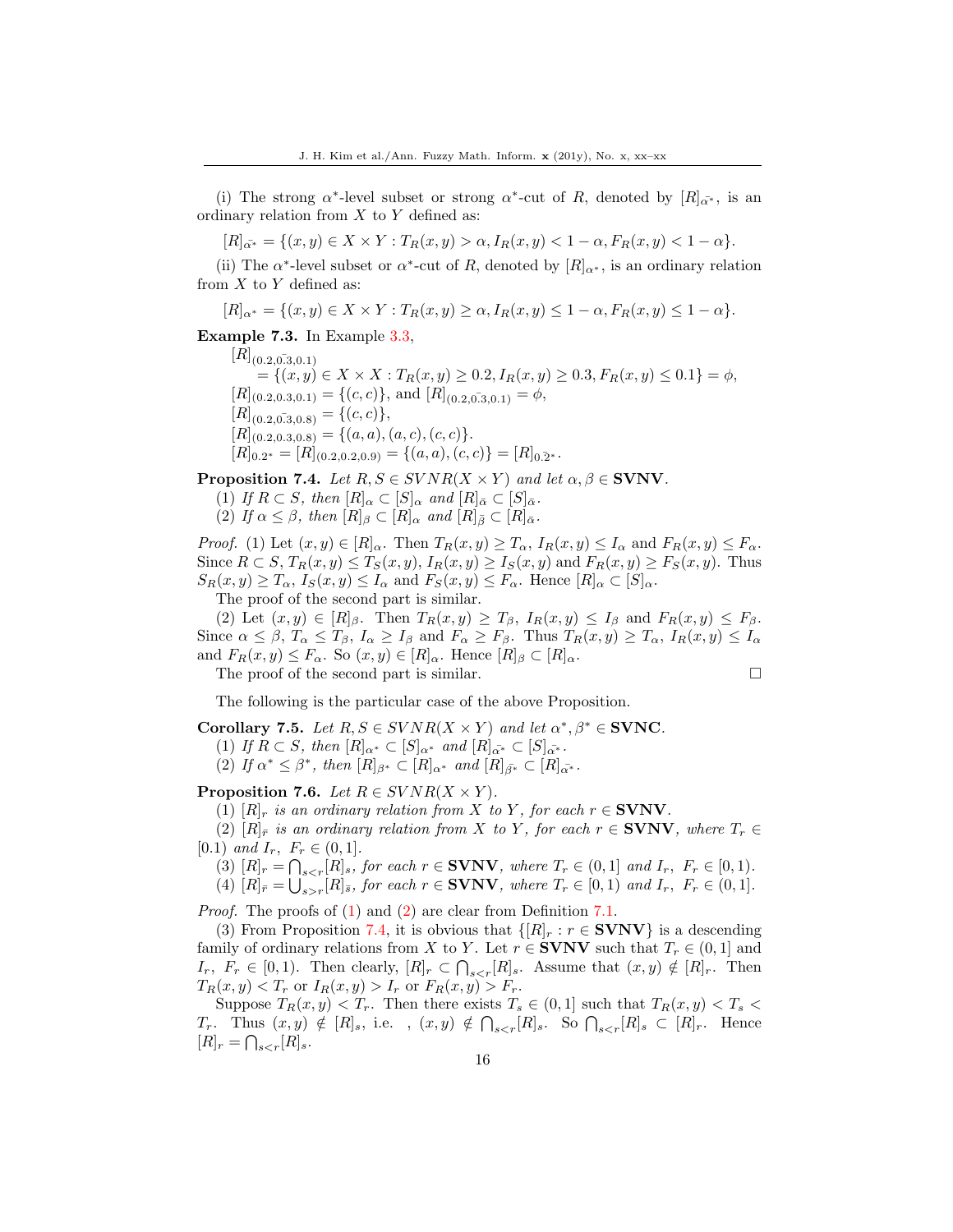(i) The strong $\alpha^*$-level subset or strong $\alpha^*$-cut of $R$, denoted by $[R]_{\bar{\alpha^*}}$, is an ordinary relation from $X$ to $Y$ defined as:

$$[R]_{\bar{\alpha^*}} = \{(x, y) \in X \times Y : T_R(x, y) > \alpha, I_R(x, y) < 1 - \alpha, F_R(x, y) < 1 - \alpha\}.$$

(ii) The $\alpha^*$-level subset or $\alpha^*$-cut of $R$, denoted by $[R]_{\alpha^*}$, is an ordinary relation from $X$ to $Y$ defined as:

$$[R]_{\alpha^*} = \{(x, y) \in X \times Y : T_R(x, y) \geq \alpha, I_R(x, y) \leq 1 - \alpha, F_R(x, y) \leq 1 - \alpha\}.$$

**Example 7.3.** In Example 3.3,

$[R]_{(0.2,\bar{0.3},0.1)}$
$\quad = \{(x, y) \in X \times X : T_R(x, y) \geq 0.2, I_R(x, y) \geq 0.3, F_R(x, y) \leq 0.1\} = \phi,$
$[R]_{(0.2,0.3,0.1)} = \{(c, c)\}$, and $[R]_{(0.2,\bar{0.3},0.1)} = \phi$,
$[R]_{(0.2,\bar{0.3},0.8)} = \{(c, c)\}$,
$[R]_{(0.2,0.3,0.8)} = \{(a, a), (a, c), (c, c)\}$.
$[R]_{0.2^*} = [R]_{(0.2,0.2,0.9)} = \{(a, a), (c, c)\} = [R]_{0.\bar{2}^*}$.

**Proposition 7.4.** *Let $R, S \in SVNR(X \times Y)$ and let $\alpha, \beta \in$ **SVNV**.*

(1) *If $R \subset S$, then $[R]_\alpha \subset [S]_\alpha$ and $[R]_{\bar{\alpha}} \subset [S]_{\bar{\alpha}}$.*

(2) *If $\alpha \leq \beta$, then $[R]_\beta \subset [R]_\alpha$ and $[R]_{\bar{\beta}} \subset [R]_{\bar{\alpha}}$.*

*Proof.* (1) Let $(x, y) \in [R]_\alpha$. Then $T_R(x, y) \geq T_\alpha$, $I_R(x, y) \leq I_\alpha$ and $F_R(x, y) \leq F_\alpha$. Since $R \subset S$, $T_R(x, y) \leq T_S(x, y)$, $I_R(x, y) \geq I_S(x, y)$ and $F_R(x, y) \geq F_S(x, y)$. Thus $S_R(x, y) \geq T_\alpha$, $I_S(x, y) \leq I_\alpha$ and $F_S(x, y) \leq F_\alpha$. Hence $[R]_\alpha \subset [S]_\alpha$.

The proof of the second part is similar.

(2) Let $(x, y) \in [R]_\beta$. Then $T_R(x, y) \geq T_\beta$, $I_R(x, y) \leq I_\beta$ and $F_R(x, y) \leq F_\beta$. Since $\alpha \leq \beta$, $T_\alpha \leq T_\beta$, $I_\alpha \geq I_\beta$ and $F_\alpha \geq F_\beta$. Thus $T_R(x, y) \geq T_\alpha$, $I_R(x, y) \leq I_\alpha$ and $F_R(x, y) \leq F_\alpha$. So $(x, y) \in [R]_\alpha$. Hence $[R]_\beta \subset [R]_\alpha$.

The proof of the second part is similar. □

The following is the particular case of the above Proposition.

**Corollary 7.5.** *Let $R, S \in SVNR(X \times Y)$ and let $\alpha^*, \beta^* \in$ **SVNC**.*

(1) *If $R \subset S$, then $[R]_{\alpha^*} \subset [S]_{\alpha^*}$ and $[R]_{\bar{\alpha^*}} \subset [S]_{\bar{\alpha^*}}$.*

(2) *If $\alpha^* \leq \beta^*$, then $[R]_{\beta^*} \subset [R]_{\alpha^*}$ and $[R]_{\bar{\beta^*}} \subset [R]_{\bar{\alpha^*}}$.*

**Proposition 7.6.** *Let $R \in SVNR(X \times Y)$.*

(1) *$[R]_r$ is an ordinary relation from $X$ to $Y$, for each $r \in$ **SVNV**.*

(2) *$[R]_{\bar{r}}$ is an ordinary relation from $X$ to $Y$, for each $r \in$ **SVNV**, where $T_r \in [0.1)$ and $I_r,\ F_r \in (0, 1]$.*

(3) *$[R]_r = \bigcap_{s<r}[R]_s$, for each $r \in$ **SVNV**, where $T_r \in (0, 1]$ and $I_r,\ F_r \in [0, 1)$.*

(4) *$[R]_{\bar{r}} = \bigcup_{s>r}[R]_{\bar{s}}$, for each $r \in$ **SVNV**, where $T_r \in [0, 1)$ and $I_r,\ F_r \in (0, 1]$.*

*Proof.* The proofs of (1) and (2) are clear from Definition 7.1.

(3) From Proposition 7.4, it is obvious that $\{[R]_r : r \in \textbf{SVNV}\}$ is a descending family of ordinary relations from $X$ to $Y$. Let $r \in$ **SVNV** such that $T_r \in (0, 1]$ and $I_r,\ F_r \in [0, 1)$. Then clearly, $[R]_r \subset \bigcap_{s<r}[R]_s$. Assume that $(x, y) \notin [R]_r$. Then $T_R(x, y) < T_r$ or $I_R(x, y) > I_r$ or $F_R(x, y) > F_r$.

Suppose $T_R(x, y) < T_r$. Then there exists $T_s \in (0, 1]$ such that $T_R(x, y) < T_s < T_r$. Thus $(x, y) \notin [R]_s$, i.e. , $(x, y) \notin \bigcap_{s<r}[R]_s$. So $\bigcap_{s<r}[R]_s \subset [R]_r$. Hence $[R]_r = \bigcap_{s<r}[R]_s$.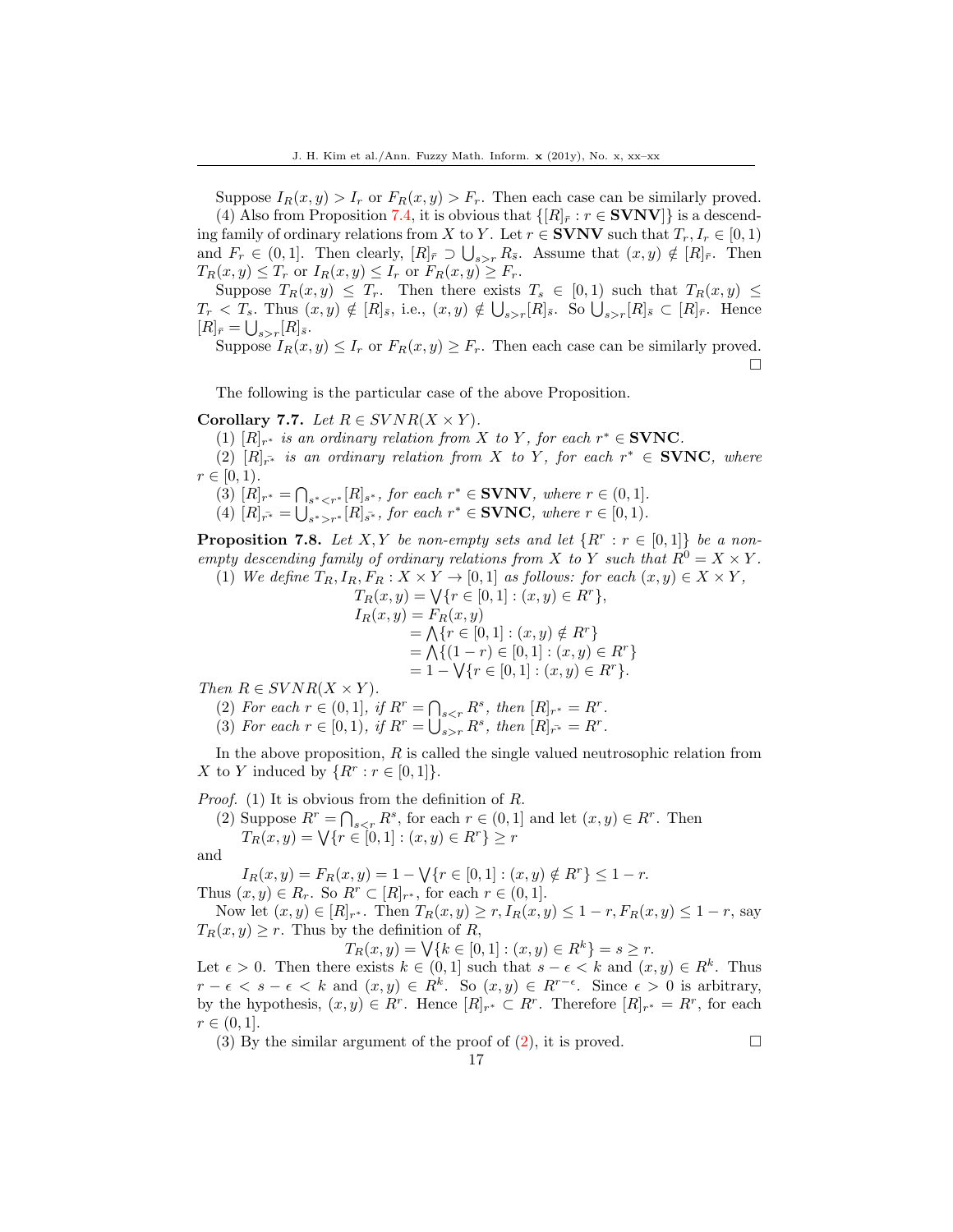Suppose $I_R(x,y) > I_r$ or $F_R(x,y) > F_r$. Then each case can be similarly proved.

(4) Also from Proposition 7.4, it is obvious that $\{[R]_{\bar{r}} : r \in \mathbf{SVNV}]\}$ is a descending family of ordinary relations from $X$ to $Y$. Let $r \in \mathbf{SVNV}$ such that $T_r, I_r \in [0,1)$ and $F_r \in (0,1]$. Then clearly, $[R]_{\bar{r}} \supset \bigcup_{s>r} R_{\bar{s}}$. Assume that $(x,y) \notin [R]_{\bar{r}}$. Then $T_R(x,y) \leq T_r$ or $I_R(x,y) \leq I_r$ or $F_R(x,y) \geq F_r$.

Suppose $T_R(x,y) \leq T_r$. Then there exists $T_s \in [0,1)$ such that $T_R(x,y) \leq T_r < T_s$. Thus $(x,y) \notin [R]_{\bar{s}}$, i.e., $(x,y) \notin \bigcup_{s>r}[R]_{\bar{s}}$. So $\bigcup_{s>r}[R]_{\bar{s}} \subset [R]_{\bar{r}}$. Hence $[R]_{\bar{r}} = \bigcup_{s>r}[R]_{\bar{s}}$.

Suppose $I_R(x,y) \leq I_r$ or $F_R(x,y) \geq F_r$. Then each case can be similarly proved. □

The following is the particular case of the above Proposition.

**Corollary 7.7.** *Let $R \in SVNR(X \times Y)$.*

*(1) $[R]_{r^*}$ is an ordinary relation from $X$ to $Y$, for each $r^* \in \mathbf{SVNC}$.*

*(2) $[R]_{\bar{r^*}}$ is an ordinary relation from $X$ to $Y$, for each $r^* \in \mathbf{SVNC}$, where $r \in [0,1)$.*

*(3) $[R]_{r^*} = \bigcap_{s^*<r^*}[R]_{s^*}$, for each $r^* \in \mathbf{SVNV}$, where $r \in (0,1]$.*

*(4) $[R]_{\bar{r^*}} = \bigcup_{s^*>r^*}[R]_{\bar{s^*}}$, for each $r^* \in \mathbf{SVNC}$, where $r \in [0,1)$.*

**Proposition 7.8.** *Let $X, Y$ be non-empty sets and let $\{R^r : r \in [0,1]\}$ be a non-empty descending family of ordinary relations from $X$ to $Y$ such that $R^0 = X \times Y$.*

*(1) We define $T_R, I_R, F_R : X \times Y \to [0,1]$ as follows: for each $(x,y) \in X \times Y$,*

$$
\begin{aligned}
T_R(x,y) &= \bigvee\{r \in [0,1] : (x,y) \in R^r\},\\
I_R(x,y) &= F_R(x,y)\\
&= \bigwedge\{r \in [0,1] : (x,y) \notin R^r\}\\
&= \bigwedge\{(1-r) \in [0,1] : (x,y) \in R^r\}\\
&= 1 - \bigvee\{r \in [0,1] : (x,y) \in R^r\}.
\end{aligned}
$$

*Then $R \in SVNR(X \times Y)$.*

*(2) For each $r \in (0,1]$, if $R^r = \bigcap_{s<r} R^s$, then $[R]_{r^*} = R^r$.*

*(3) For each $r \in [0,1)$, if $R^r = \bigcup_{s>r} R^s$, then $[R]_{\bar{r^*}} = R^r$.*

In the above proposition, $R$ is called the single valued neutrosophic relation from $X$ to $Y$ induced by $\{R^r : r \in [0,1]\}$.

*Proof.* (1) It is obvious from the definition of $R$.

(2) Suppose $R^r = \bigcap_{s<r} R^s$, for each $r \in (0,1]$ and let $(x,y) \in R^r$. Then

$$T_R(x,y) = \bigvee\{r \in [0,1] : (x,y) \in R^r\} \geq r$$

and

$$I_R(x,y) = F_R(x,y) = 1 - \bigvee\{r \in [0,1] : (x,y) \notin R^r\} \leq 1 - r.$$

Thus $(x,y) \in R_r$. So $R^r \subset [R]_{r^*}$, for each $r \in (0,1]$.

Now let $(x,y) \in [R]_{r^*}$. Then $T_R(x,y) \geq r, I_R(x,y) \leq 1-r, F_R(x,y) \leq 1-r$, say $T_R(x,y) \geq r$. Thus by the definition of $R$,

$$T_R(x,y) = \bigvee\{k \in [0,1] : (x,y) \in R^k\} = s \geq r.$$

Let $\epsilon > 0$. Then there exists $k \in (0,1]$ such that $s - \epsilon < k$ and $(x,y) \in R^k$. Thus $r - \epsilon < s - \epsilon < k$ and $(x,y) \in R^k$. So $(x,y) \in R^{r-\epsilon}$. Since $\epsilon > 0$ is arbitrary, by the hypothesis, $(x,y) \in R^r$. Hence $[R]_{r^*} \subset R^r$. Therefore $[R]_{r^*} = R^r$, for each $r \in (0,1]$.

(3) By the similar argument of the proof of (2), it is proved. □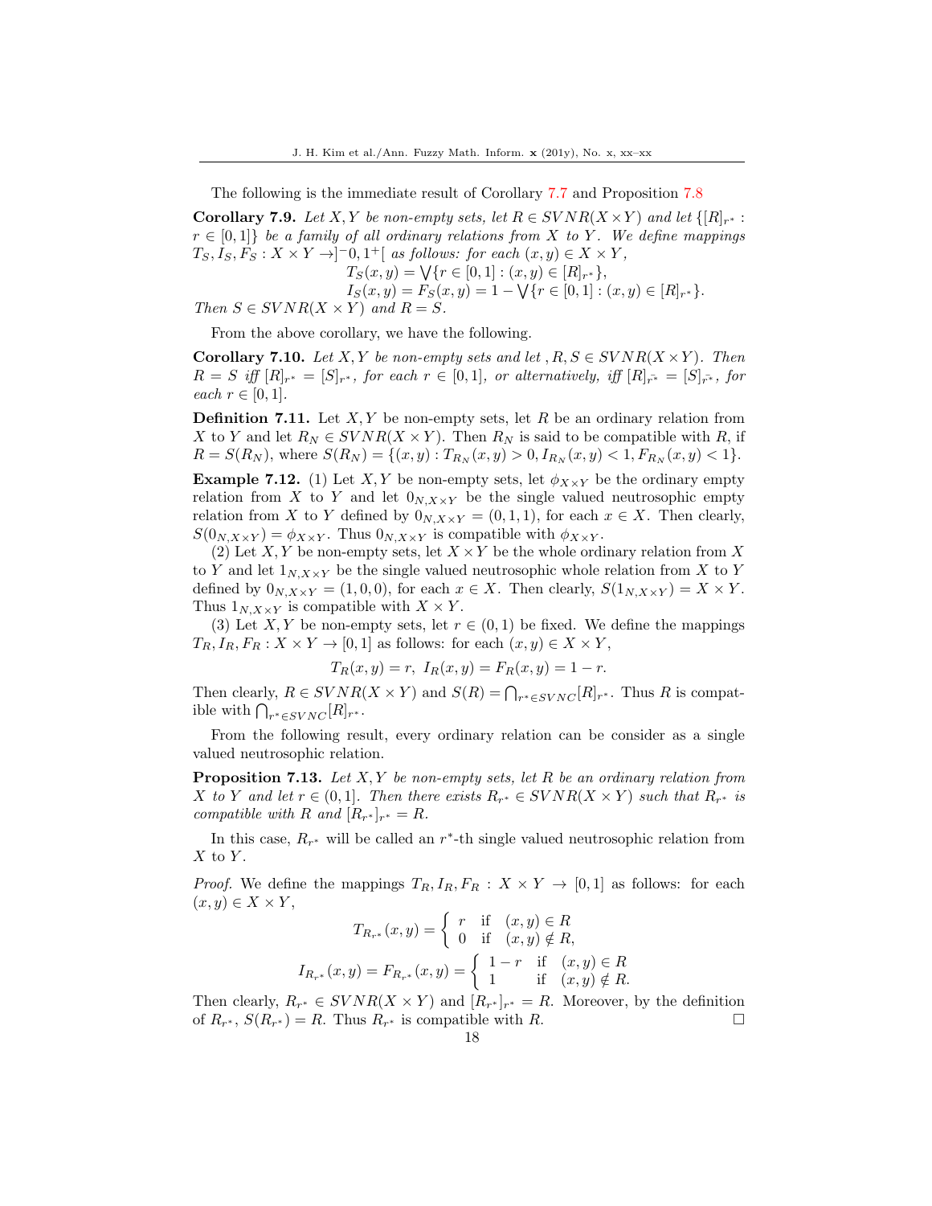The following is the immediate result of Corollary 7.7 and Proposition 7.8

**Corollary 7.9.** *Let $X, Y$ be non-empty sets, let $R \in SVNR(X \times Y)$ and let $\{[R]_{r^*} : r \in [0,1]\}$ be a family of all ordinary relations from $X$ to $Y$. We define mappings $T_S, I_S, F_S : X \times Y \to ]^-0, 1^+[$ as follows: for each $(x,y) \in X \times Y$,*

$$T_S(x,y) = \bigvee\{r \in [0,1] : (x,y) \in [R]_{r^*}\},$$

$$I_S(x,y) = F_S(x,y) = 1 - \bigvee\{r \in [0,1] : (x,y) \in [R]_{r^*}\}.$$

*Then $S \in SVNR(X \times Y)$ and $R = S$.*

From the above corollary, we have the following.

**Corollary 7.10.** *Let $X, Y$ be non-empty sets and let , $R, S \in SVNR(X \times Y)$. Then $R = S$ iff $[R]_{r^*} = [S]_{r^*}$, for each $r \in [0,1]$, or alternatively, iff $[R]_{\bar{r^*}} = [S]_{\bar{r^*}}$, for each $r \in [0,1]$.*

**Definition 7.11.** Let $X, Y$ be non-empty sets, let $R$ be an ordinary relation from $X$ to $Y$ and let $R_N \in SVNR(X \times Y)$. Then $R_N$ is said to be compatible with $R$, if $R = S(R_N)$, where $S(R_N) = \{(x,y) : T_{R_N}(x,y) > 0, I_{R_N}(x,y) < 1, F_{R_N}(x,y) < 1\}$.

**Example 7.12.** (1) Let $X, Y$ be non-empty sets, let $\phi_{X \times Y}$ be the ordinary empty relation from $X$ to $Y$ and let $0_{N,X \times Y}$ be the single valued neutrosophic empty relation from $X$ to $Y$ defined by $0_{N,X \times Y} = (0,1,1)$, for each $x \in X$. Then clearly, $S(0_{N,X \times Y}) = \phi_{X \times Y}$. Thus $0_{N,X \times Y}$ is compatible with $\phi_{X \times Y}$.

(2) Let $X, Y$ be non-empty sets, let $X \times Y$ be the whole ordinary relation from $X$ to $Y$ and let $1_{N,X \times Y}$ be the single valued neutrosophic whole relation from $X$ to $Y$ defined by $0_{N,X \times Y} = (1,0,0)$, for each $x \in X$. Then clearly, $S(1_{N,X \times Y}) = X \times Y$. Thus $1_{N,X \times Y}$ is compatible with $X \times Y$.

(3) Let $X, Y$ be non-empty sets, let $r \in (0,1)$ be fixed. We define the mappings $T_R, I_R, F_R : X \times Y \to [0,1]$ as follows: for each $(x,y) \in X \times Y$,

$$T_R(x,y) = r, \ I_R(x,y) = F_R(x,y) = 1 - r.$$

Then clearly, $R \in SVNR(X \times Y)$ and $S(R) = \bigcap_{r^* \in SVNC}[R]_{r^*}$. Thus $R$ is compatible with $\bigcap_{r^* \in SVNC}[R]_{r^*}$.

From the following result, every ordinary relation can be consider as a single valued neutrosophic relation.

**Proposition 7.13.** *Let $X, Y$ be non-empty sets, let $R$ be an ordinary relation from $X$ to $Y$ and let $r \in (0,1]$. Then there exists $R_{r^*} \in SVNR(X \times Y)$ such that $R_{r^*}$ is compatible with $R$ and $[R_{r^*}]_{r^*} = R$.*

In this case, $R_{r^*}$ will be called an $r^*$-th single valued neutrosophic relation from $X$ to $Y$.

*Proof.* We define the mappings $T_R, I_R, F_R : X \times Y \to [0,1]$ as follows: for each $(x,y) \in X \times Y$,

$$T_{R_{r^*}}(x,y) = \begin{cases} r & \text{if} \quad (x,y) \in R \\ 0 & \text{if} \quad (x,y) \notin R, \end{cases}$$

$$I_{R_{r^*}}(x,y) = F_{R_{r^*}}(x,y) = \begin{cases} 1 - r & \text{if} \quad (x,y) \in R \\ 1 & \text{if} \quad (x,y) \notin R. \end{cases}$$

Then clearly, $R_{r^*} \in SVNR(X \times Y)$ and $[R_{r^*}]_{r^*} = R$. Moreover, by the definition of $R_{r^*}$, $S(R_{r^*}) = R$. Thus $R_{r^*}$ is compatible with $R$. □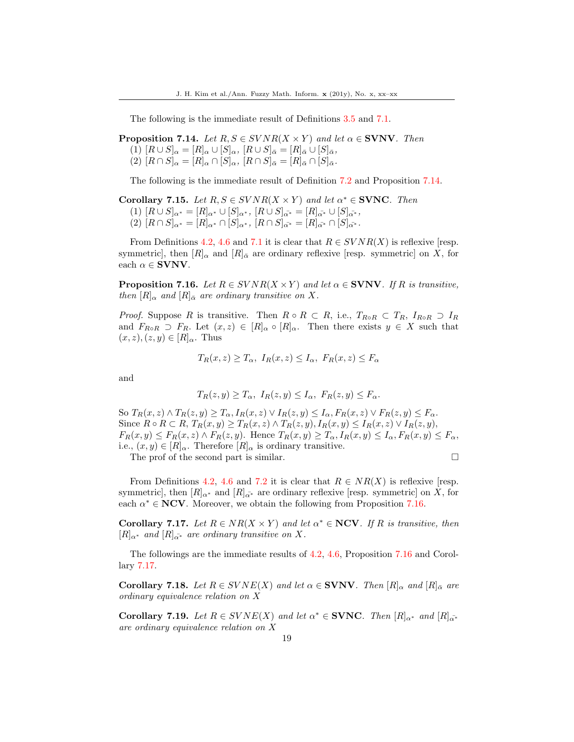The following is the immediate result of Definitions 3.5 and 7.1.

**Proposition 7.14.** *Let $R, S \in SVNR(X \times Y)$ and let $\alpha \in$ **SVNV**. Then*
(1) $[R \cup S]_\alpha = [R]_\alpha \cup [S]_\alpha$, $[R \cup S]_{\bar{\alpha}} = [R]_{\bar{\alpha}} \cup [S]_{\bar{\alpha}}$,
(2) $[R \cap S]_\alpha = [R]_\alpha \cap [S]_\alpha$, $[R \cap S]_{\bar{\alpha}} = [R]_{\bar{\alpha}} \cap [S]_{\bar{\alpha}}$.

The following is the immediate result of Definition 7.2 and Proposition 7.14.

**Corollary 7.15.** *Let $R, S \in SVNR(X \times Y)$ and let $\alpha^* \in$ **SVNC**. Then*
(1) $[R \cup S]_{\alpha^*} = [R]_{\alpha^*} \cup [S]_{\alpha^*}$, $[R \cup S]_{\bar{\alpha^*}} = [R]_{\bar{\alpha^*}} \cup [S]_{\bar{\alpha^*}}$,
(2) $[R \cap S]_{\alpha^*} = [R]_{\alpha^*} \cap [S]_{\alpha^*}$, $[R \cap S]_{\bar{\alpha^*}} = [R]_{\bar{\alpha^*}} \cap [S]_{\bar{\alpha^*}}$.

From Definitions 4.2, 4.6 and 7.1 it is clear that $R \in SVNR(X)$ is reflexive [resp. symmetric], then $[R]_\alpha$ and $[R]_{\bar{\alpha}}$ are ordinary reflexive [resp. symmetric] on $X$, for each $\alpha \in$ **SVNV**.

**Proposition 7.16.** *Let $R \in SVNR(X \times Y)$ and let $\alpha \in$ **SVNV**. If $R$ is transitive, then $[R]_\alpha$ and $[R]_{\bar{\alpha}}$ are ordinary transitive on $X$.*

*Proof.* Suppose $R$ is transitive. Then $R \circ R \subset R$, i.e., $T_{R \circ R} \subset T_R$, $I_{R \circ R} \supset I_R$ and $F_{R \circ R} \supset F_R$. Let $(x, z) \in [R]_\alpha \circ [R]_\alpha$. Then there exists $y \in X$ such that $(x, z), (z, y) \in [R]_\alpha$. Thus

$$T_R(x, z) \geq T_\alpha,\ I_R(x, z) \leq I_\alpha,\ F_R(x, z) \leq F_\alpha$$

and

$$T_R(z, y) \geq T_\alpha,\ I_R(z, y) \leq I_\alpha,\ F_R(z, y) \leq F_\alpha.$$

So $T_R(x, z) \wedge T_R(z, y) \geq T_\alpha, I_R(x, z) \vee I_R(z, y) \leq I_\alpha, F_R(x, z) \vee F_R(z, y) \leq F_\alpha$.
Since $R \circ R \subset R$, $T_R(x, y) \geq T_R(x, z) \wedge T_R(z, y), I_R(x, y) \leq I_R(x, z) \vee I_R(z, y)$,
$F_R(x, y) \leq F_R(x, z) \wedge F_R(z, y)$. Hence $T_R(x, y) \geq T_\alpha, I_R(x, y) \leq I_\alpha, F_R(x, y) \leq F_\alpha$, i.e., $(x, y) \in [R]_\alpha$. Therefore $[R]_\alpha$ is ordinary transitive.
The prof of the second part is similar. □

From Definitions 4.2, 4.6 and 7.2 it is clear that $R \in NR(X)$ is reflexive [resp. symmetric], then $[R]_{\alpha^*}$ and $[R]_{\bar{\alpha^*}}$ are ordinary reflexive [resp. symmetric] on $X$, for each $\alpha^* \in$ **NCV**. Moreover, we obtain the following from Proposition 7.16.

**Corollary 7.17.** *Let $R \in NR(X \times Y)$ and let $\alpha^* \in$ **NCV**. If $R$ is transitive, then $[R]_{\alpha^*}$ and $[R]_{\bar{\alpha^*}}$ are ordinary transitive on $X$.*

The followings are the immediate results of 4.2, 4.6, Proposition 7.16 and Corollary 7.17.

**Corollary 7.18.** *Let $R \in SVNE(X)$ and let $\alpha \in$ **SVNV**. Then $[R]_\alpha$ and $[R]_{\bar{\alpha}}$ are ordinary equivalence relation on $X$*

**Corollary 7.19.** *Let $R \in SVNE(X)$ and let $\alpha^* \in$ **SVNC**. Then $[R]_{\alpha^*}$ and $[R]_{\bar{\alpha^*}}$ are ordinary equivalence relation on $X$*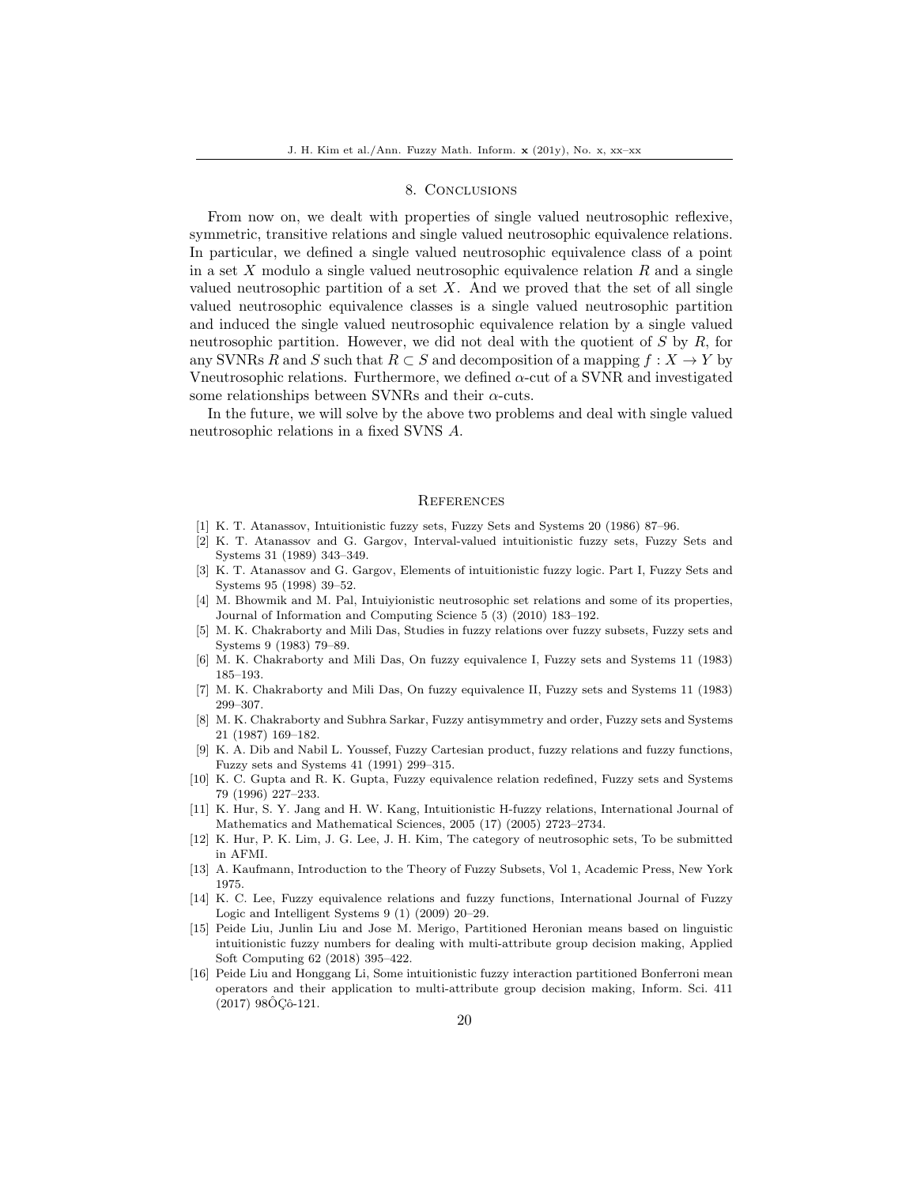## 8. Conclusions

From now on, we dealt with properties of single valued neutrosophic reflexive, symmetric, transitive relations and single valued neutrosophic equivalence relations. In particular, we defined a single valued neutrosophic equivalence class of a point in a set $X$ modulo a single valued neutrosophic equivalence relation $R$ and a single valued neutrosophic partition of a set $X$. And we proved that the set of all single valued neutrosophic equivalence classes is a single valued neutrosophic partition and induced the single valued neutrosophic equivalence relation by a single valued neutrosophic partition. However, we did not deal with the quotient of $S$ by $R$, for any SVNRs $R$ and $S$ such that $R \subset S$ and decomposition of a mapping $f : X \to Y$ by Vneutrosophic relations. Furthermore, we defined $\alpha$-cut of a SVNR and investigated some relationships between SVNRs and their $\alpha$-cuts.

In the future, we will solve by the above two problems and deal with single valued neutrosophic relations in a fixed SVNS $A$.

## References

[1] K. T. Atanassov, Intuitionistic fuzzy sets, Fuzzy Sets and Systems 20 (1986) 87–96.

[2] K. T. Atanassov and G. Gargov, Interval-valued intuitionistic fuzzy sets, Fuzzy Sets and Systems 31 (1989) 343–349.

[3] K. T. Atanassov and G. Gargov, Elements of intuitionistic fuzzy logic. Part I, Fuzzy Sets and Systems 95 (1998) 39–52.

[4] M. Bhowmik and M. Pal, Intuiyionistic neutrosophic set relations and some of its properties, Journal of Information and Computing Science 5 (3) (2010) 183–192.

[5] M. K. Chakraborty and Mili Das, Studies in fuzzy relations over fuzzy subsets, Fuzzy sets and Systems 9 (1983) 79–89.

[6] M. K. Chakraborty and Mili Das, On fuzzy equivalence I, Fuzzy sets and Systems 11 (1983) 185–193.

[7] M. K. Chakraborty and Mili Das, On fuzzy equivalence II, Fuzzy sets and Systems 11 (1983) 299–307.

[8] M. K. Chakraborty and Subhra Sarkar, Fuzzy antisymmetry and order, Fuzzy sets and Systems 21 (1987) 169–182.

[9] K. A. Dib and Nabil L. Youssef, Fuzzy Cartesian product, fuzzy relations and fuzzy functions, Fuzzy sets and Systems 41 (1991) 299–315.

[10] K. C. Gupta and R. K. Gupta, Fuzzy equivalence relation redefined, Fuzzy sets and Systems 79 (1996) 227–233.

[11] K. Hur, S. Y. Jang and H. W. Kang, Intuitionistic H-fuzzy relations, International Journal of Mathematics and Mathematical Sciences, 2005 (17) (2005) 2723–2734.

[12] K. Hur, P. K. Lim, J. G. Lee, J. H. Kim, The category of neutrosophic sets, To be submitted in AFMI.

[13] A. Kaufmann, Introduction to the Theory of Fuzzy Subsets, Vol 1, Academic Press, New York 1975.

[14] K. C. Lee, Fuzzy equivalence relations and fuzzy functions, International Journal of Fuzzy Logic and Intelligent Systems 9 (1) (2009) 20–29.

[15] Peide Liu, Junlin Liu and Jose M. Merigo, Partitioned Heronian means based on linguistic intuitionistic fuzzy numbers for dealing with multi-attribute group decision making, Applied Soft Computing 62 (2018) 395–422.

[16] Peide Liu and Honggang Li, Some intuitionistic fuzzy interaction partitioned Bonferroni mean operators and their application to multi-attribute group decision making, Inform. Sci. 411 (2017) 98ÔÇô-121.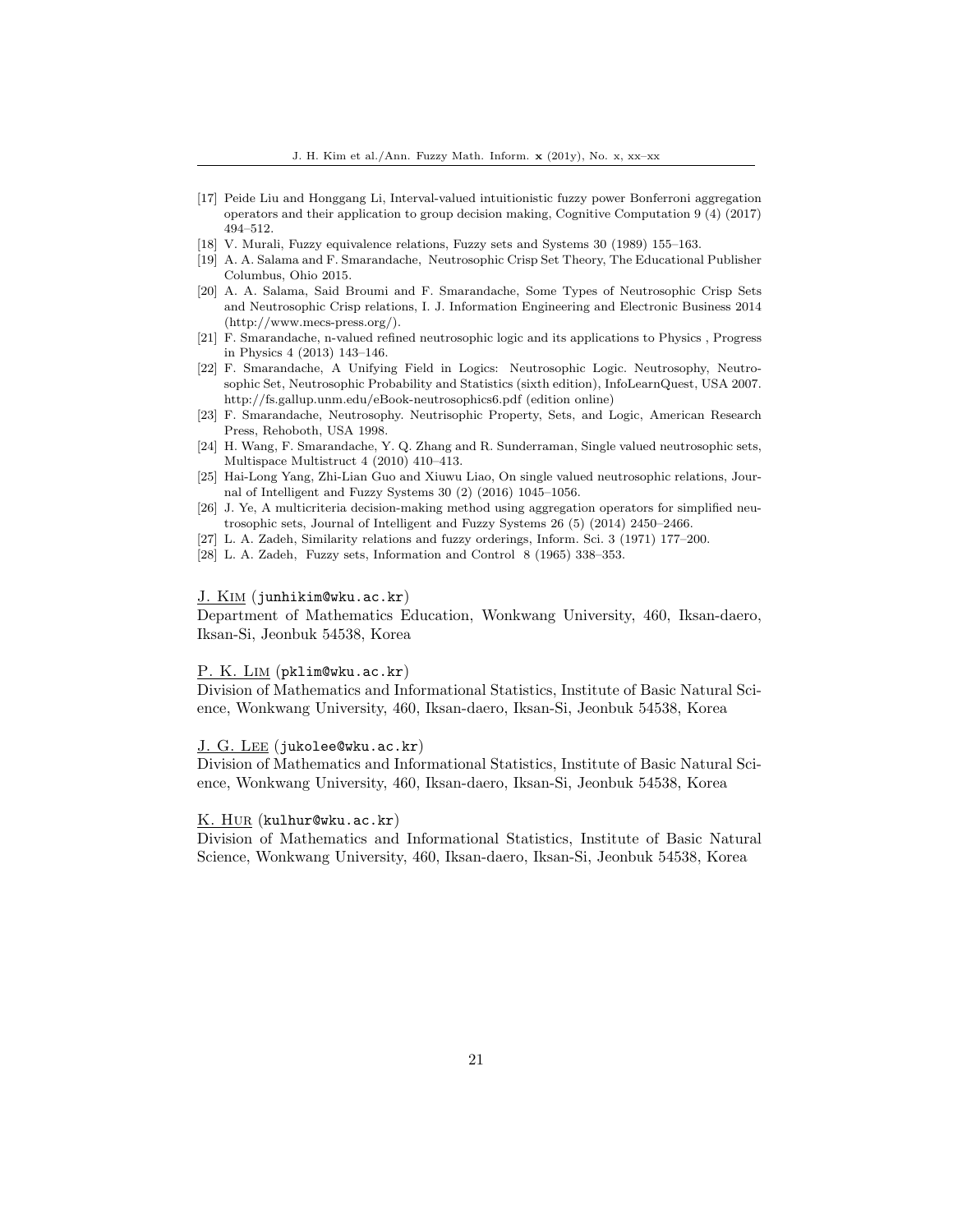[17] Peide Liu and Honggang Li, Interval-valued intuitionistic fuzzy power Bonferroni aggregation operators and their application to group decision making, Cognitive Computation 9 (4) (2017) 494–512.

[18] V. Murali, Fuzzy equivalence relations, Fuzzy sets and Systems 30 (1989) 155–163.

[19] A. A. Salama and F. Smarandache, Neutrosophic Crisp Set Theory, The Educational Publisher Columbus, Ohio 2015.

[20] A. A. Salama, Said Broumi and F. Smarandache, Some Types of Neutrosophic Crisp Sets and Neutrosophic Crisp relations, I. J. Information Engineering and Electronic Business 2014 (http://www.mecs-press.org/).

[21] F. Smarandache, n-valued refined neutrosophic logic and its applications to Physics , Progress in Physics 4 (2013) 143–146.

[22] F. Smarandache, A Unifying Field in Logics: Neutrosophic Logic. Neutrosophy, Neutrosophic Set, Neutrosophic Probability and Statistics (sixth edition), InfoLearnQuest, USA 2007. http://fs.gallup.unm.edu/eBook-neutrosophics6.pdf (edition online)

[23] F. Smarandache, Neutrosophy. Neutrisophic Property, Sets, and Logic, American Research Press, Rehoboth, USA 1998.

[24] H. Wang, F. Smarandache, Y. Q. Zhang and R. Sunderraman, Single valued neutrosophic sets, Multispace Multistruct 4 (2010) 410–413.

[25] Hai-Long Yang, Zhi-Lian Guo and Xiuwu Liao, On single valued neutrosophic relations, Journal of Intelligent and Fuzzy Systems 30 (2) (2016) 1045–1056.

[26] J. Ye, A multicriteria decision-making method using aggregation operators for simplified neutrosophic sets, Journal of Intelligent and Fuzzy Systems 26 (5) (2014) 2450–2466.

[27] L. A. Zadeh, Similarity relations and fuzzy orderings, Inform. Sci. 3 (1971) 177–200.

[28] L. A. Zadeh, Fuzzy sets, Information and Control 8 (1965) 338–353.

J. Kim (junhikim@wku.ac.kr)
Department of Mathematics Education, Wonkwang University, 460, Iksan-daero, Iksan-Si, Jeonbuk 54538, Korea

P. K. Lim (pklim@wku.ac.kr)
Division of Mathematics and Informational Statistics, Institute of Basic Natural Science, Wonkwang University, 460, Iksan-daero, Iksan-Si, Jeonbuk 54538, Korea

J. G. Lee (jukolee@wku.ac.kr)
Division of Mathematics and Informational Statistics, Institute of Basic Natural Science, Wonkwang University, 460, Iksan-daero, Iksan-Si, Jeonbuk 54538, Korea

K. Hur (kulhur@wku.ac.kr)
Division of Mathematics and Informational Statistics, Institute of Basic Natural Science, Wonkwang University, 460, Iksan-daero, Iksan-Si, Jeonbuk 54538, Korea